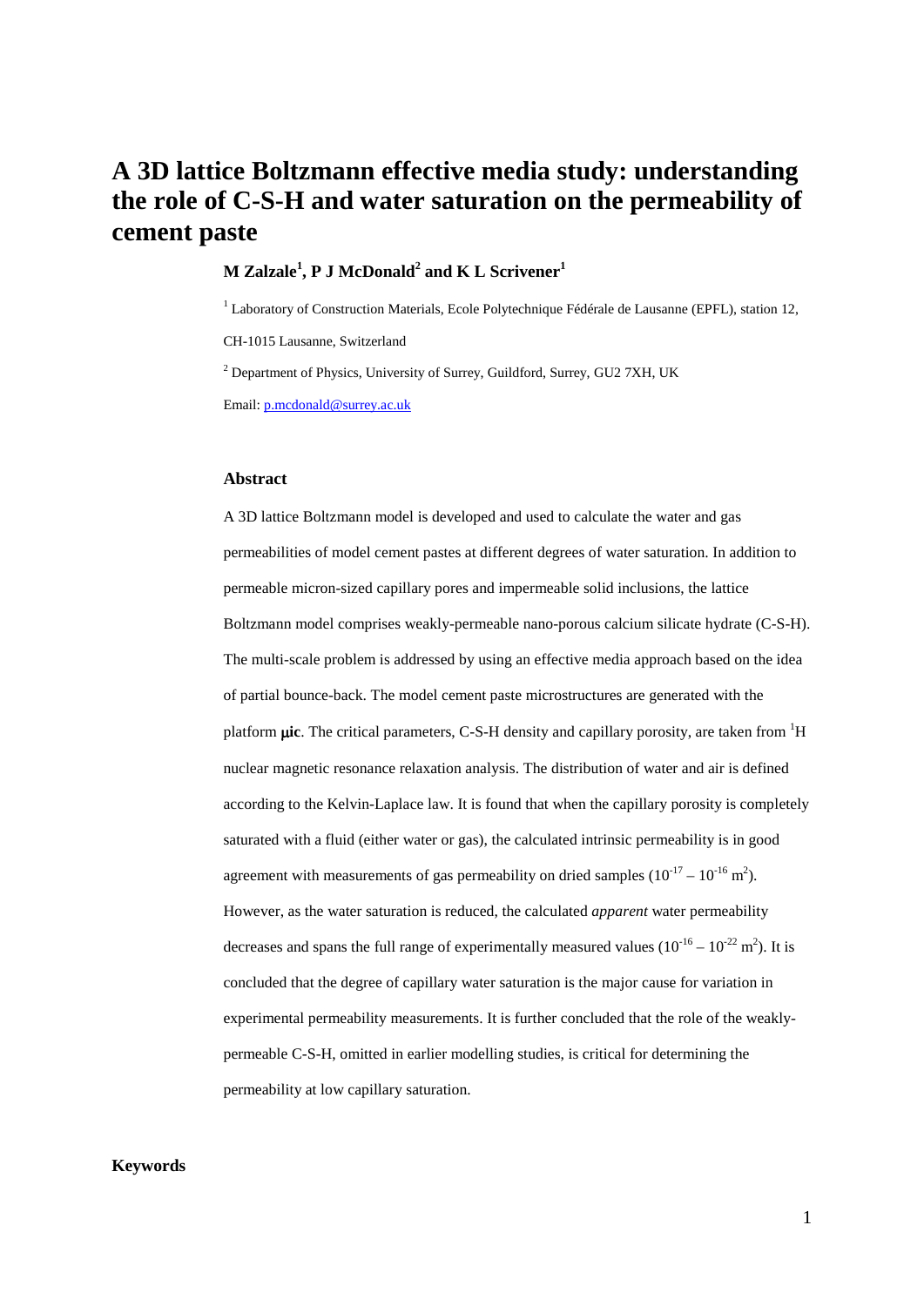# A 3D lattice Boltzmann effective media study: understanding the role of C-S-H and water saturation on the permeability of cement paste

**M Zalzale[1], P J McDonald[2] and K L Scrivener[1]**

[1] Laboratory of Construction Materials, Ecole Polytechnique Fédérale de Lausanne (EPFL), station 12, CH-1015 Lausanne, Switzerland

[2] Department of Physics, University of Surrey, Guildford, Surrey, GU2 7XH, UK

Email: p.mcdonald@surrey.ac.uk

### Abstract

A 3D lattice Boltzmann model is developed and used to calculate the water and gas permeabilities of model cement pastes at different degrees of water saturation. In addition to permeable micron-sized capillary pores and impermeable solid inclusions, the lattice Boltzmann model comprises weakly-permeable nano-porous calcium silicate hydrate (C-S-H). The multi-scale problem is addressed by using an effective media approach based on the idea of partial bounce-back. The model cement paste microstructures are generated with the platform **μic**. The critical parameters, C-S-H density and capillary porosity, are taken from $^{1}$H nuclear magnetic resonance relaxation analysis. The distribution of water and air is defined according to the Kelvin-Laplace law. It is found that when the capillary porosity is completely saturated with a fluid (either water or gas), the calculated intrinsic permeability is in good agreement with measurements of gas permeability on dried samples ($10^{-17} – 10^{-16}$ m$^2$). However, as the water saturation is reduced, the calculated *apparent* water permeability decreases and spans the full range of experimentally measured values ($10^{-16} – 10^{-22}$ m$^2$). It is concluded that the degree of capillary water saturation is the major cause for variation in experimental permeability measurements. It is further concluded that the role of the weakly-permeable C-S-H, omitted in earlier modelling studies, is critical for determining the permeability at low capillary saturation.

## Keywords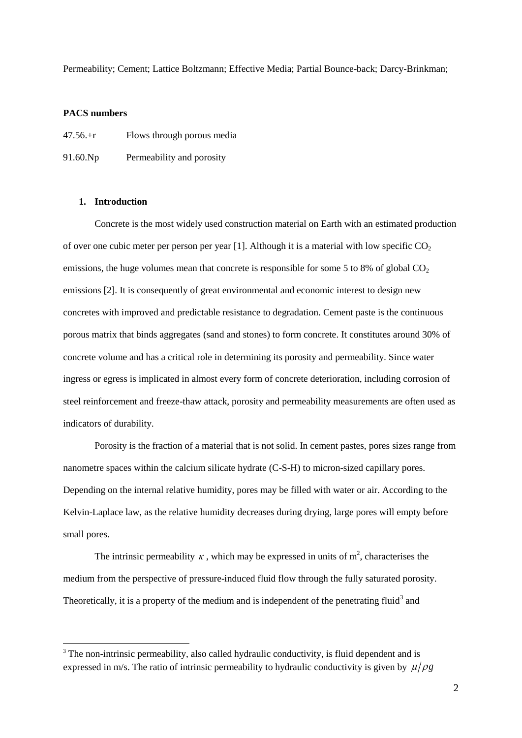Permeability; Cement; Lattice Boltzmann; Effective Media; Partial Bounce-back; Darcy-Brinkman;

**PACS numbers**

47.56.+r Flows through porous media

91.60.Np Permeability and porosity

## 1. Introduction

Concrete is the most widely used construction material on Earth with an estimated production of over one cubic meter per person per year [1]. Although it is a material with low specific $CO_2$ emissions, the huge volumes mean that concrete is responsible for some 5 to 8% of global $CO_2$ emissions [2]. It is consequently of great environmental and economic interest to design new concretes with improved and predictable resistance to degradation. Cement paste is the continuous porous matrix that binds aggregates (sand and stones) to form concrete. It constitutes around 30% of concrete volume and has a critical role in determining its porosity and permeability. Since water ingress or egress is implicated in almost every form of concrete deterioration, including corrosion of steel reinforcement and freeze-thaw attack, porosity and permeability measurements are often used as indicators of durability.

Porosity is the fraction of a material that is not solid. In cement pastes, pores sizes range from nanometre spaces within the calcium silicate hydrate (C-S-H) to micron-sized capillary pores. Depending on the internal relative humidity, pores may be filled with water or air. According to the Kelvin-Laplace law, as the relative humidity decreases during drying, large pores will empty before small pores.

The intrinsic permeability $\kappa$, which may be expressed in units of $m^2$, characterises the medium from the perspective of pressure-induced fluid flow through the fully saturated porosity. Theoretically, it is a property of the medium and is independent of the penetrating fluid[3] and

[3] The non-intrinsic permeability, also called hydraulic conductivity, is fluid dependent and is expressed in m/s. The ratio of intrinsic permeability to hydraulic conductivity is given by $\mu/\rho g$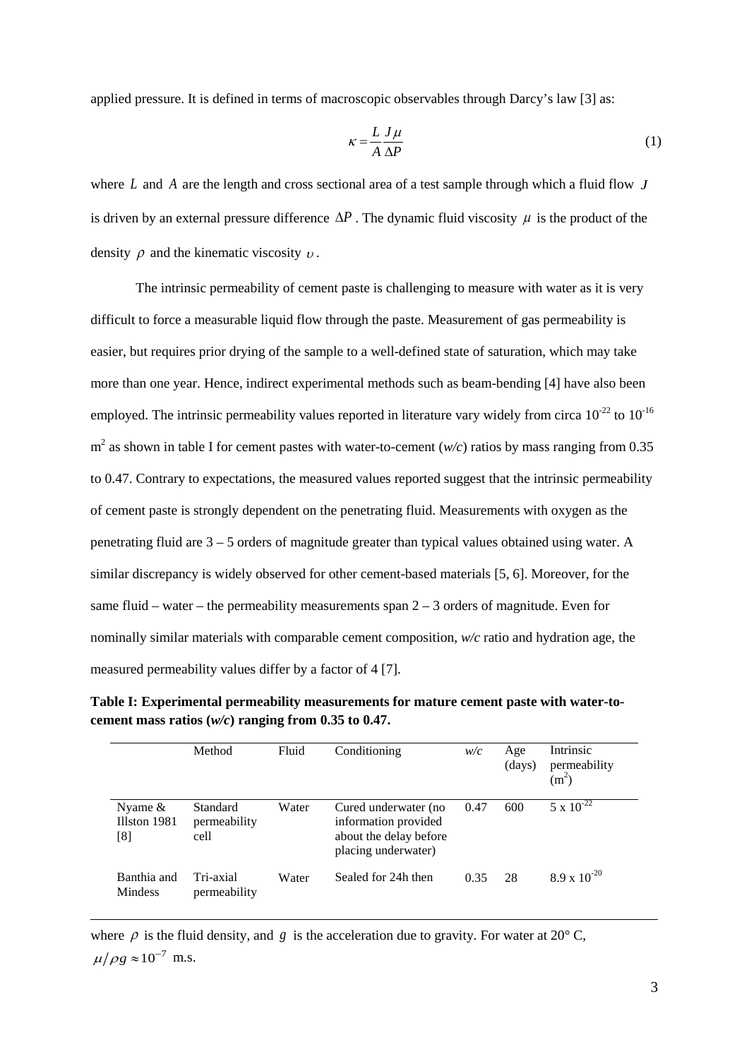applied pressure. It is defined in terms of macroscopic observables through Darcy's law [3] as:

$$\kappa = \frac{L}{A}\frac{J\mu}{\Delta P} \tag{1}$$

where $L$ and $A$ are the length and cross sectional area of a test sample through which a fluid flow $J$ is driven by an external pressure difference $\Delta P$. The dynamic fluid viscosity $\mu$ is the product of the density $\rho$ and the kinematic viscosity $\upsilon$.

The intrinsic permeability of cement paste is challenging to measure with water as it is very difficult to force a measurable liquid flow through the paste. Measurement of gas permeability is easier, but requires prior drying of the sample to a well-defined state of saturation, which may take more than one year. Hence, indirect experimental methods such as beam-bending [4] have also been employed. The intrinsic permeability values reported in literature vary widely from circa $10^{-22}$ to $10^{-16}$ $m^2$ as shown in table I for cement pastes with water-to-cement (*w/c*) ratios by mass ranging from 0.35 to 0.47. Contrary to expectations, the measured values reported suggest that the intrinsic permeability of cement paste is strongly dependent on the penetrating fluid. Measurements with oxygen as the penetrating fluid are 3 – 5 orders of magnitude greater than typical values obtained using water. A similar discrepancy is widely observed for other cement-based materials [5, 6]. Moreover, for the same fluid – water – the permeability measurements span 2 – 3 orders of magnitude. Even for nominally similar materials with comparable cement composition, *w/c* ratio and hydration age, the measured permeability values differ by a factor of 4 [7].

**Table I: Experimental permeability measurements for mature cement paste with water-to-cement mass ratios (*w/c*) ranging from 0.35 to 0.47.**

| | Method | Fluid | Conditioning | *w/c* | Age (days) | Intrinsic permeability ($m^2$) |
|---|---|---|---|---|---|---|
| Nyame & Illston 1981 [8] | Standard permeability cell | Water | Cured underwater (no information provided about the delay before placing underwater) | 0.47 | 600 | $5 \times 10^{-22}$ |
| Banthia and Mindess | Tri-axial permeability | Water | Sealed for 24h then | 0.35 | 28 | $8.9 \times 10^{-20}$ |

where $\rho$ is the fluid density, and $g$ is the acceleration due to gravity. For water at 20° C, $\mu/\rho g \approx 10^{-7}$ m.s.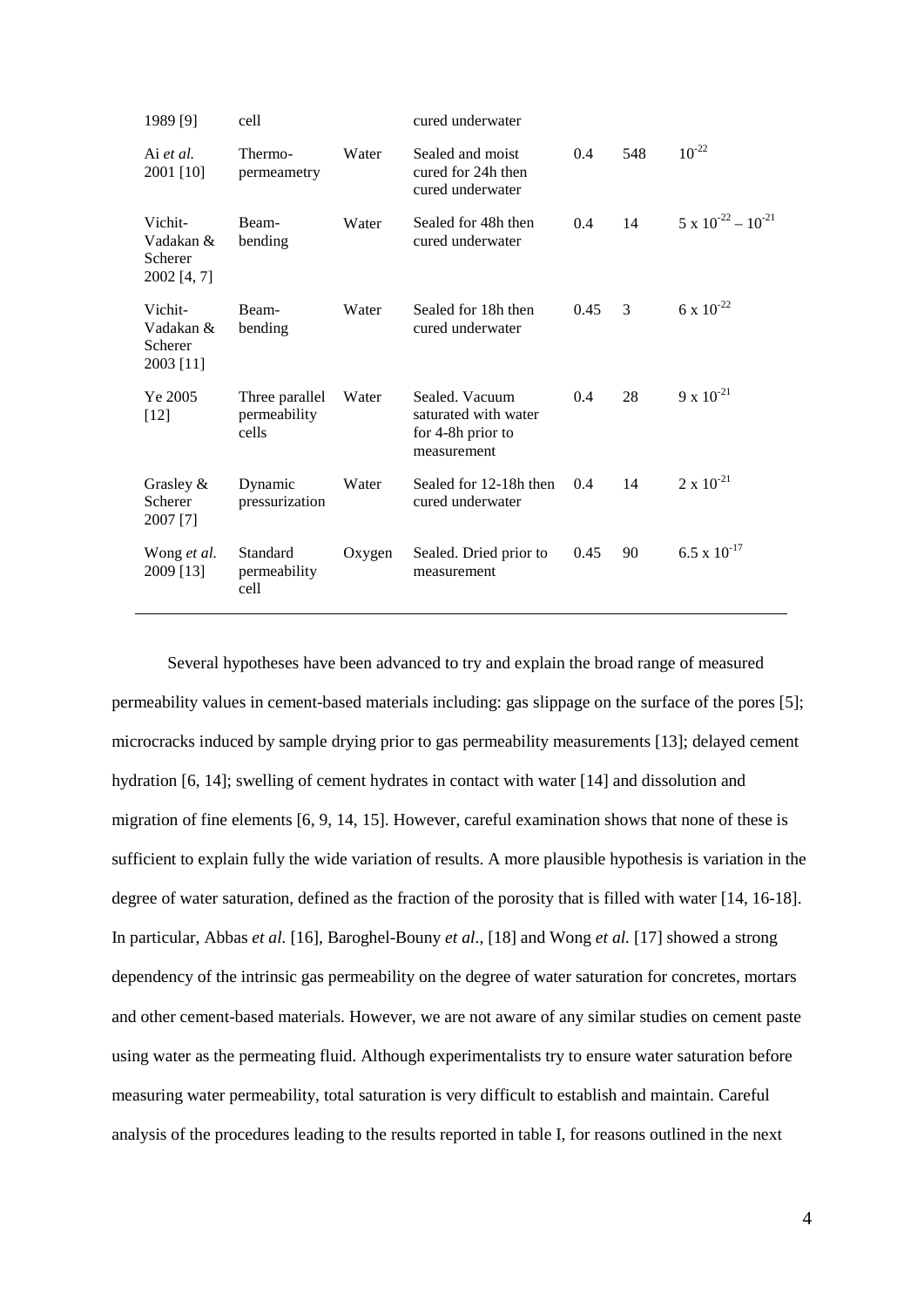| | | | | | | |
|---|---|---|---|---|---|---|
| 1989 [9] | cell | | cured underwater | | | |
| Ai *et al.* 2001 [10] | Thermo-permeametry | Water | Sealed and moist cured for 24h then cured underwater | 0.4 | 548 | $10^{-22}$ |
| Vichit-Vadakan & Scherer 2002 [4, 7] | Beam-bending | Water | Sealed for 48h then cured underwater | 0.4 | 14 | $5 \times 10^{-22} - 10^{-21}$ |
| Vichit-Vadakan & Scherer 2003 [11] | Beam-bending | Water | Sealed for 18h then cured underwater | 0.45 | 3 | $6 \times 10^{-22}$ |
| Ye 2005 [12] | Three parallel permeability cells | Water | Sealed. Vacuum saturated with water for 4-8h prior to measurement | 0.4 | 28 | $9 \times 10^{-21}$ |
| Grasley & Scherer 2007 [7] | Dynamic pressurization | Water | Sealed for 12-18h then cured underwater | 0.4 | 14 | $2 \times 10^{-21}$ |
| Wong *et al.* 2009 [13] | Standard permeability cell | Oxygen | Sealed. Dried prior to measurement | 0.45 | 90 | $6.5 \times 10^{-17}$ |

Several hypotheses have been advanced to try and explain the broad range of measured permeability values in cement-based materials including: gas slippage on the surface of the pores [5]; microcracks induced by sample drying prior to gas permeability measurements [13]; delayed cement hydration [6, 14]; swelling of cement hydrates in contact with water [14] and dissolution and migration of fine elements [6, 9, 14, 15]. However, careful examination shows that none of these is sufficient to explain fully the wide variation of results. A more plausible hypothesis is variation in the degree of water saturation, defined as the fraction of the porosity that is filled with water [14, 16-18]. In particular, Abbas *et al.* [16], Baroghel-Bouny *et al.*, [18] and Wong *et al.* [17] showed a strong dependency of the intrinsic gas permeability on the degree of water saturation for concretes, mortars and other cement-based materials. However, we are not aware of any similar studies on cement paste using water as the permeating fluid. Although experimentalists try to ensure water saturation before measuring water permeability, total saturation is very difficult to establish and maintain. Careful analysis of the procedures leading to the results reported in table I, for reasons outlined in the next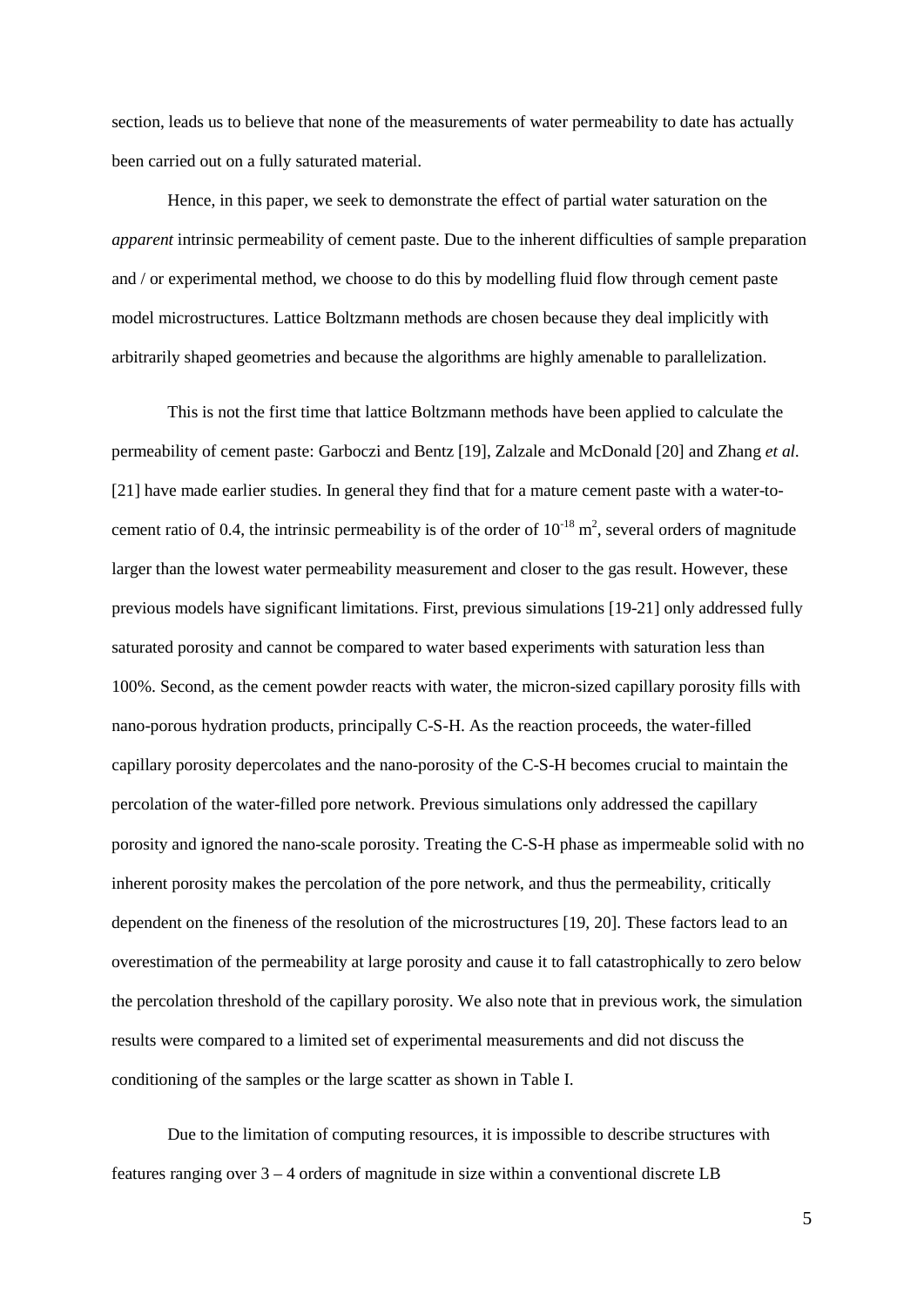section, leads us to believe that none of the measurements of water permeability to date has actually been carried out on a fully saturated material.

Hence, in this paper, we seek to demonstrate the effect of partial water saturation on the *apparent* intrinsic permeability of cement paste. Due to the inherent difficulties of sample preparation and / or experimental method, we choose to do this by modelling fluid flow through cement paste model microstructures. Lattice Boltzmann methods are chosen because they deal implicitly with arbitrarily shaped geometries and because the algorithms are highly amenable to parallelization.

This is not the first time that lattice Boltzmann methods have been applied to calculate the permeability of cement paste: Garboczi and Bentz [19], Zalzale and McDonald [20] and Zhang *et al.* [21] have made earlier studies. In general they find that for a mature cement paste with a water-to-cement ratio of 0.4, the intrinsic permeability is of the order of $10^{-18}$ m$^2$, several orders of magnitude larger than the lowest water permeability measurement and closer to the gas result. However, these previous models have significant limitations. First, previous simulations [19-21] only addressed fully saturated porosity and cannot be compared to water based experiments with saturation less than 100%. Second, as the cement powder reacts with water, the micron-sized capillary porosity fills with nano-porous hydration products, principally C-S-H. As the reaction proceeds, the water-filled capillary porosity depercolates and the nano-porosity of the C-S-H becomes crucial to maintain the percolation of the water-filled pore network. Previous simulations only addressed the capillary porosity and ignored the nano-scale porosity. Treating the C-S-H phase as impermeable solid with no inherent porosity makes the percolation of the pore network, and thus the permeability, critically dependent on the fineness of the resolution of the microstructures [19, 20]. These factors lead to an overestimation of the permeability at large porosity and cause it to fall catastrophically to zero below the percolation threshold of the capillary porosity. We also note that in previous work, the simulation results were compared to a limited set of experimental measurements and did not discuss the conditioning of the samples or the large scatter as shown in Table I.

Due to the limitation of computing resources, it is impossible to describe structures with features ranging over 3 – 4 orders of magnitude in size within a conventional discrete LB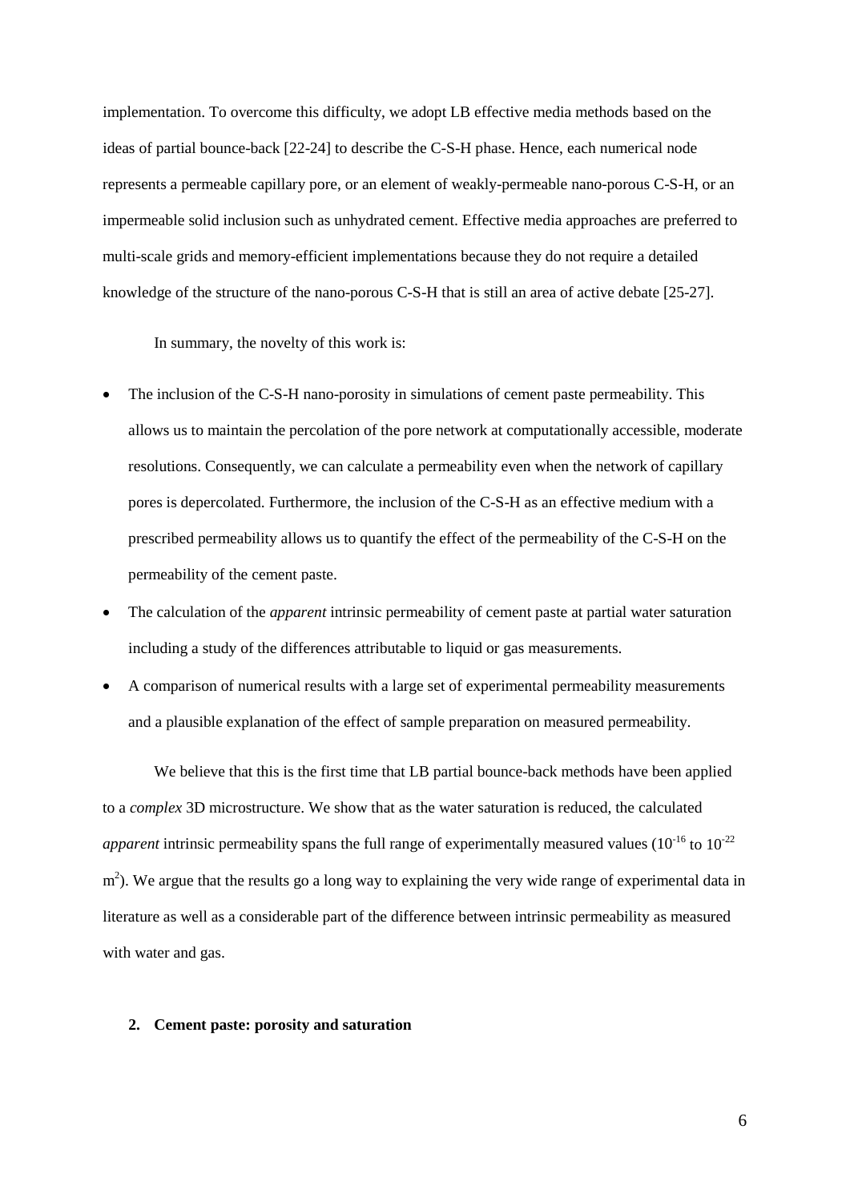implementation. To overcome this difficulty, we adopt LB effective media methods based on the ideas of partial bounce-back [22-24] to describe the C-S-H phase. Hence, each numerical node represents a permeable capillary pore, or an element of weakly-permeable nano-porous C-S-H, or an impermeable solid inclusion such as unhydrated cement. Effective media approaches are preferred to multi-scale grids and memory-efficient implementations because they do not require a detailed knowledge of the structure of the nano-porous C-S-H that is still an area of active debate [25-27].

In summary, the novelty of this work is:

- The inclusion of the C-S-H nano-porosity in simulations of cement paste permeability. This allows us to maintain the percolation of the pore network at computationally accessible, moderate resolutions. Consequently, we can calculate a permeability even when the network of capillary pores is depercolated. Furthermore, the inclusion of the C-S-H as an effective medium with a prescribed permeability allows us to quantify the effect of the permeability of the C-S-H on the permeability of the cement paste.
- The calculation of the *apparent* intrinsic permeability of cement paste at partial water saturation including a study of the differences attributable to liquid or gas measurements.
- A comparison of numerical results with a large set of experimental permeability measurements and a plausible explanation of the effect of sample preparation on measured permeability.

We believe that this is the first time that LB partial bounce-back methods have been applied to a *complex* 3D microstructure. We show that as the water saturation is reduced, the calculated *apparent* intrinsic permeability spans the full range of experimentally measured values ($10^{-16}$ to $10^{-22}$ $m^2$). We argue that the results go a long way to explaining the very wide range of experimental data in literature as well as a considerable part of the difference between intrinsic permeability as measured with water and gas.

## 2. Cement paste: porosity and saturation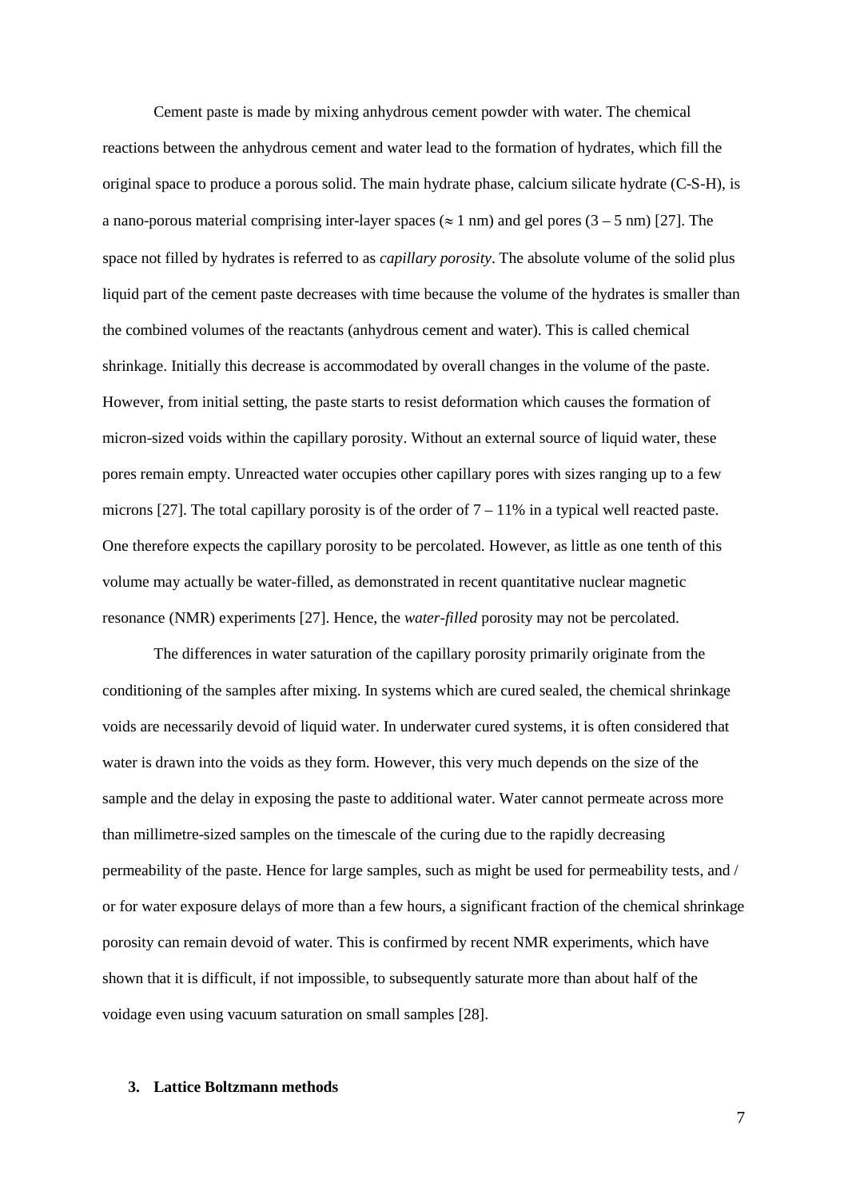Cement paste is made by mixing anhydrous cement powder with water. The chemical reactions between the anhydrous cement and water lead to the formation of hydrates, which fill the original space to produce a porous solid. The main hydrate phase, calcium silicate hydrate (C-S-H), is a nano-porous material comprising inter-layer spaces ($\approx$ 1 nm) and gel pores (3 – 5 nm) [27]. The space not filled by hydrates is referred to as *capillary porosity*. The absolute volume of the solid plus liquid part of the cement paste decreases with time because the volume of the hydrates is smaller than the combined volumes of the reactants (anhydrous cement and water). This is called chemical shrinkage. Initially this decrease is accommodated by overall changes in the volume of the paste. However, from initial setting, the paste starts to resist deformation which causes the formation of micron-sized voids within the capillary porosity. Without an external source of liquid water, these pores remain empty. Unreacted water occupies other capillary pores with sizes ranging up to a few microns [27]. The total capillary porosity is of the order of 7 – 11% in a typical well reacted paste. One therefore expects the capillary porosity to be percolated. However, as little as one tenth of this volume may actually be water-filled, as demonstrated in recent quantitative nuclear magnetic resonance (NMR) experiments [27]. Hence, the *water-filled* porosity may not be percolated.

The differences in water saturation of the capillary porosity primarily originate from the conditioning of the samples after mixing. In systems which are cured sealed, the chemical shrinkage voids are necessarily devoid of liquid water. In underwater cured systems, it is often considered that water is drawn into the voids as they form. However, this very much depends on the size of the sample and the delay in exposing the paste to additional water. Water cannot permeate across more than millimetre-sized samples on the timescale of the curing due to the rapidly decreasing permeability of the paste. Hence for large samples, such as might be used for permeability tests, and / or for water exposure delays of more than a few hours, a significant fraction of the chemical shrinkage porosity can remain devoid of water. This is confirmed by recent NMR experiments, which have shown that it is difficult, if not impossible, to subsequently saturate more than about half of the voidage even using vacuum saturation on small samples [28].

## 3. Lattice Boltzmann methods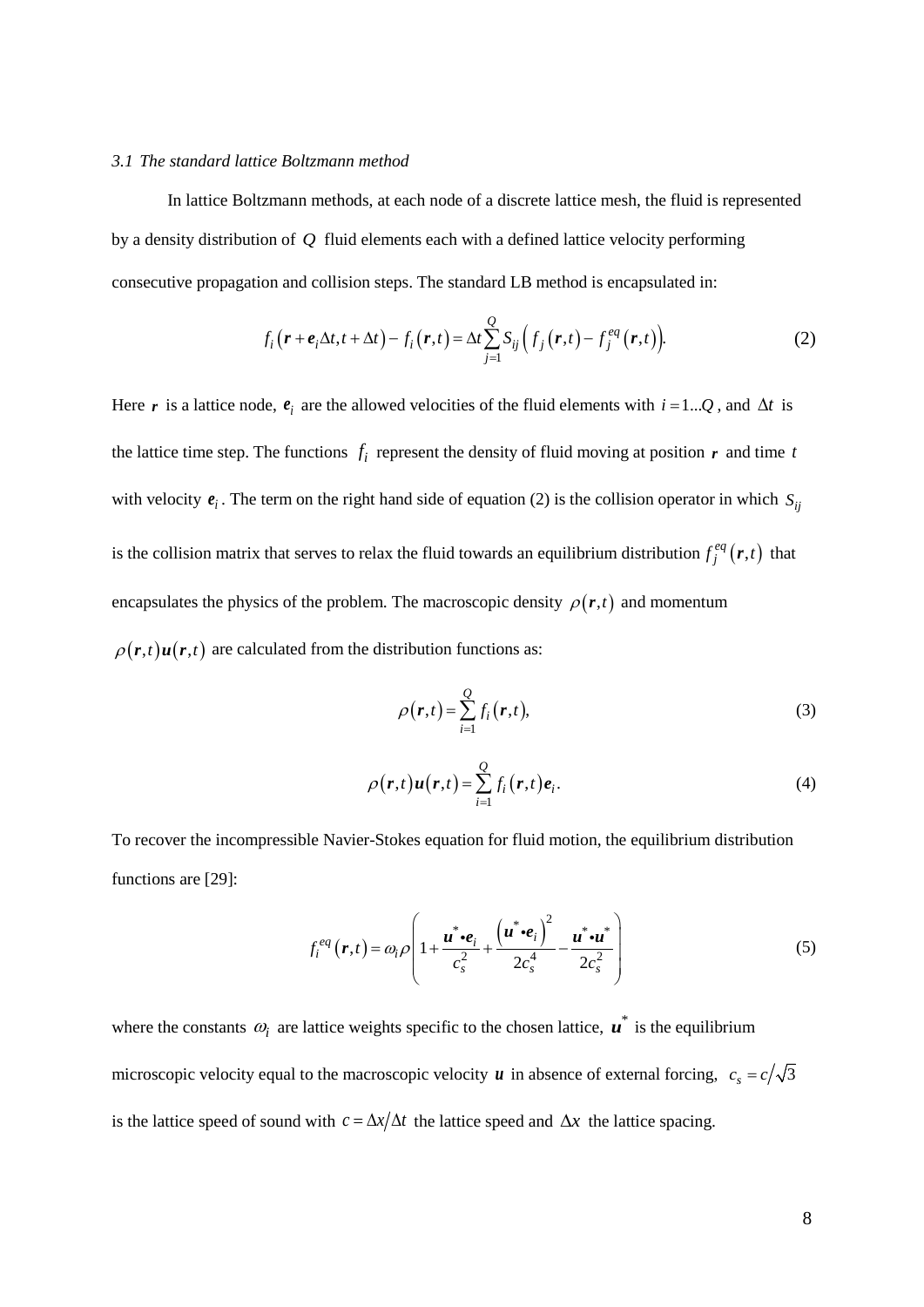### *3.1 The standard lattice Boltzmann method*

In lattice Boltzmann methods, at each node of a discrete lattice mesh, the fluid is represented by a density distribution of $Q$ fluid elements each with a defined lattice velocity performing consecutive propagation and collision steps. The standard LB method is encapsulated in:

$$f_i(\boldsymbol{r}+\boldsymbol{e}_i\Delta t, t+\Delta t) - f_i(\boldsymbol{r},t) = \Delta t \sum_{j=1}^{Q} S_{ij}\left( f_j(\boldsymbol{r},t) - f_j^{eq}(\boldsymbol{r},t)\right). \tag{2}$$

Here $\boldsymbol{r}$ is a lattice node, $\boldsymbol{e}_i$ are the allowed velocities of the fluid elements with $i = 1...Q$, and $\Delta t$ is the lattice time step. The functions $f_i$ represent the density of fluid moving at position $\boldsymbol{r}$ and time $t$ with velocity $\boldsymbol{e}_i$. The term on the right hand side of equation (2) is the collision operator in which $S_{ij}$ is the collision matrix that serves to relax the fluid towards an equilibrium distribution $f_j^{eq}(\boldsymbol{r},t)$ that encapsulates the physics of the problem. The macroscopic density $\rho(\boldsymbol{r},t)$ and momentum $\rho(\boldsymbol{r},t)\boldsymbol{u}(\boldsymbol{r},t)$ are calculated from the distribution functions as:

$$\rho(\boldsymbol{r},t) = \sum_{i=1}^{Q} f_i(\boldsymbol{r},t), \tag{3}$$

$$\rho(\boldsymbol{r},t)\boldsymbol{u}(\boldsymbol{r},t) = \sum_{i=1}^{Q} f_i(\boldsymbol{r},t)\boldsymbol{e}_i. \tag{4}$$

To recover the incompressible Navier-Stokes equation for fluid motion, the equilibrium distribution functions are [29]:

$$f_i^{eq}(\boldsymbol{r},t) = \omega_i \rho \left( 1 + \frac{\boldsymbol{u}^* \bullet \boldsymbol{e}_i}{c_s^2} + \frac{\left(\boldsymbol{u}^* \bullet \boldsymbol{e}_i\right)^2}{2c_s^4} - \frac{\boldsymbol{u}^* \bullet \boldsymbol{u}^*}{2c_s^2} \right) \tag{5}$$

where the constants $\omega_i$ are lattice weights specific to the chosen lattice, $\boldsymbol{u}^*$ is the equilibrium microscopic velocity equal to the macroscopic velocity $\boldsymbol{u}$ in absence of external forcing, $c_s = c/\sqrt{3}$ is the lattice speed of sound with $c = \Delta x/\Delta t$ the lattice speed and $\Delta x$ the lattice spacing.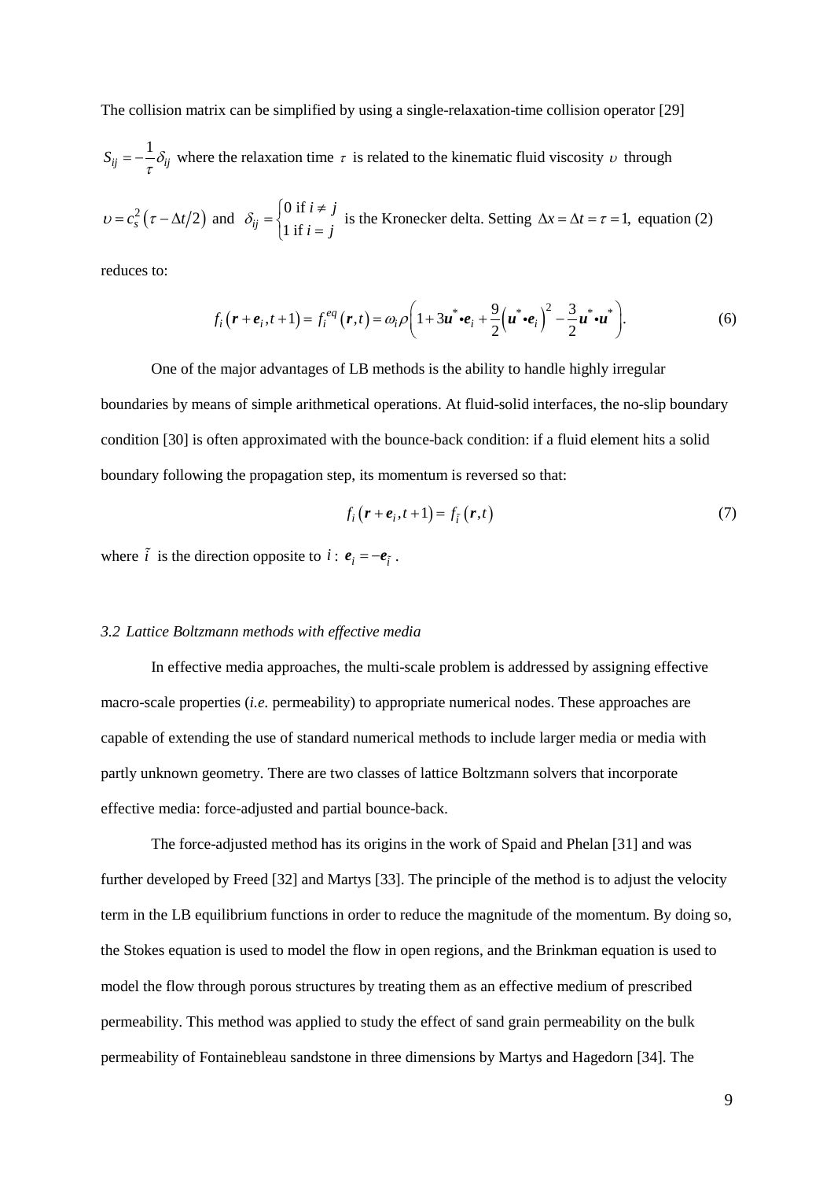The collision matrix can be simplified by using a single-relaxation-time collision operator [29] $S_{ij} = -\frac{1}{\tau}\delta_{ij}$ where the relaxation time $\tau$ is related to the kinematic fluid viscosity $\upsilon$ through $\upsilon = c_s^2\left(\tau - \Delta t/2\right)$ and $\delta_{ij} = \begin{cases} 0 \text{ if } i \neq j \\ 1 \text{ if } i = j \end{cases}$ is the Kronecker delta. Setting $\Delta x = \Delta t = \tau = 1,$ equation (2) reduces to:

$$f_i\left(\boldsymbol{r} + \boldsymbol{e}_i, t+1\right) = f_i^{eq}\left(\boldsymbol{r}, t\right) = \omega_i \rho\left(1 + 3\boldsymbol{u}^* \bullet \boldsymbol{e}_i + \frac{9}{2}\left(\boldsymbol{u}^* \bullet \boldsymbol{e}_i\right)^2 - \frac{3}{2}\boldsymbol{u}^* \bullet \boldsymbol{u}^*\right). \tag{6}$$

One of the major advantages of LB methods is the ability to handle highly irregular boundaries by means of simple arithmetical operations. At fluid-solid interfaces, the no-slip boundary condition [30] is often approximated with the bounce-back condition: if a fluid element hits a solid boundary following the propagation step, its momentum is reversed so that:

$$f_i\left(\boldsymbol{r} + \boldsymbol{e}_i, t+1\right) = f_{\tilde{i}}\left(\boldsymbol{r}, t\right) \tag{7}$$

where $\tilde{i}$ is the direction opposite to $i$ : $\boldsymbol{e}_i = -\boldsymbol{e}_{\tilde{i}}$ .

### *3.2 Lattice Boltzmann methods with effective media*

In effective media approaches, the multi-scale problem is addressed by assigning effective macro-scale properties (*i.e.* permeability) to appropriate numerical nodes. These approaches are capable of extending the use of standard numerical methods to include larger media or media with partly unknown geometry. There are two classes of lattice Boltzmann solvers that incorporate effective media: force-adjusted and partial bounce-back.

The force-adjusted method has its origins in the work of Spaid and Phelan [31] and was further developed by Freed [32] and Martys [33]. The principle of the method is to adjust the velocity term in the LB equilibrium functions in order to reduce the magnitude of the momentum. By doing so, the Stokes equation is used to model the flow in open regions, and the Brinkman equation is used to model the flow through porous structures by treating them as an effective medium of prescribed permeability. This method was applied to study the effect of sand grain permeability on the bulk permeability of Fontainebleau sandstone in three dimensions by Martys and Hagedorn [34]. The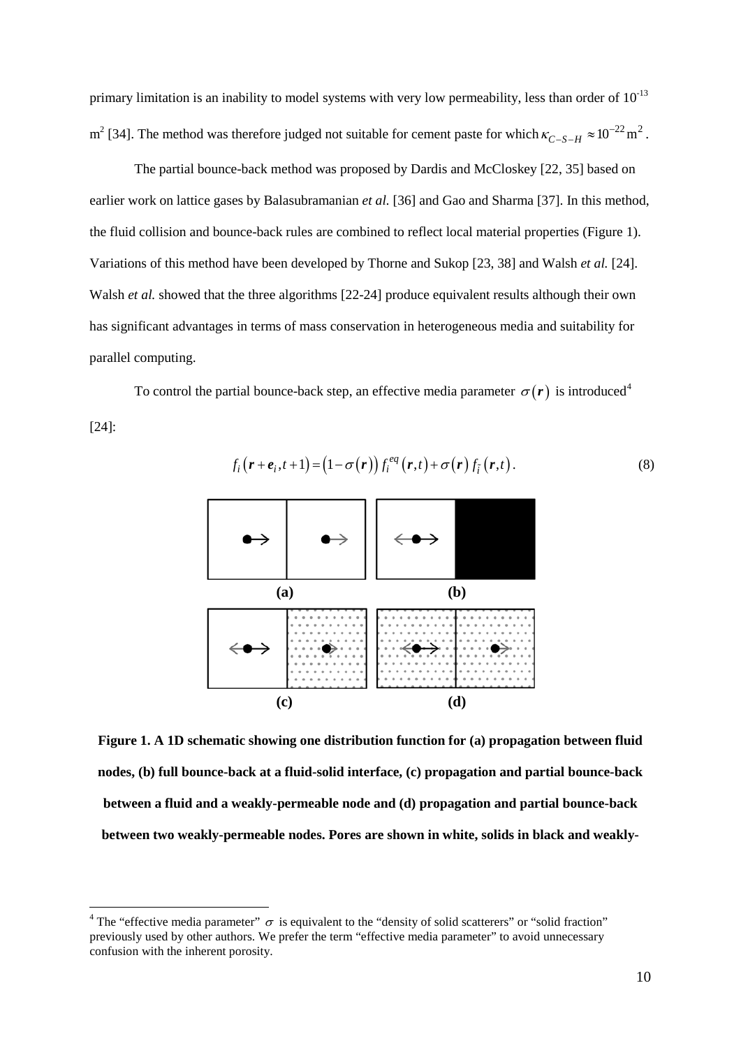primary limitation is an inability to model systems with very low permeability, less than order of $10^{-13}$ $m^2$ [34]. The method was therefore judged not suitable for cement paste for which $\kappa_{C-S-H} \approx 10^{-22}\,\text{m}^2$.

The partial bounce-back method was proposed by Dardis and McCloskey [22, 35] based on earlier work on lattice gases by Balasubramanian *et al.* [36] and Gao and Sharma [37]. In this method, the fluid collision and bounce-back rules are combined to reflect local material properties (Figure 1). Variations of this method have been developed by Thorne and Sukop [23, 38] and Walsh *et al.* [24]. Walsh *et al.* showed that the three algorithms [22-24] produce equivalent results although their own has significant advantages in terms of mass conservation in heterogeneous media and suitability for parallel computing.

To control the partial bounce-back step, an effective media parameter $\sigma(\boldsymbol{r})$ is introduced[4] [24]:

$$f_i(\boldsymbol{r}+\boldsymbol{e}_i, t+1) = \left(1-\sigma(\boldsymbol{r})\right) f_i^{eq}(\boldsymbol{r},t) + \sigma(\boldsymbol{r})\, f_{\bar{i}}(\boldsymbol{r},t). \tag{8}$$

**Figure 1. A 1D schematic showing one distribution function for (a) propagation between fluid nodes, (b) full bounce-back at a fluid-solid interface, (c) propagation and partial bounce-back between a fluid and a weakly-permeable node and (d) propagation and partial bounce-back between two weakly-permeable nodes. Pores are shown in white, solids in black and weakly-**

[4] The "effective media parameter" $\sigma$ is equivalent to the "density of solid scatterers" or "solid fraction" previously used by other authors. We prefer the term "effective media parameter" to avoid unnecessary confusion with the inherent porosity.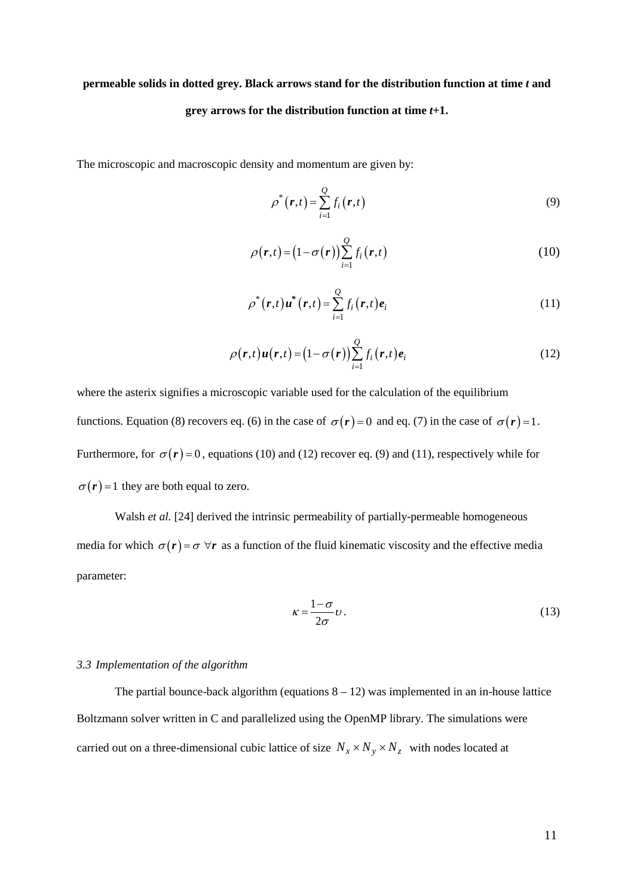**permeable solids in dotted grey. Black arrows stand for the distribution function at time *t* and grey arrows for the distribution function at time *t*+1.**

The microscopic and macroscopic density and momentum are given by:

$$\rho^{*}(\boldsymbol{r},t)=\sum_{i=1}^{Q} f_i(\boldsymbol{r},t) \tag{9}$$

$$\rho(\boldsymbol{r},t)=\left(1-\sigma(\boldsymbol{r})\right)\sum_{i=1}^{Q} f_i(\boldsymbol{r},t) \tag{10}$$

$$\rho^{*}(\boldsymbol{r},t)\boldsymbol{u}^{*}(\boldsymbol{r},t)=\sum_{i=1}^{Q} f_i(\boldsymbol{r},t)\boldsymbol{e}_i \tag{11}$$

$$\rho(\boldsymbol{r},t)\boldsymbol{u}(\boldsymbol{r},t)=\left(1-\sigma(\boldsymbol{r})\right)\sum_{i=1}^{Q} f_i(\boldsymbol{r},t)\boldsymbol{e}_i \tag{12}$$

where the asterix signifies a microscopic variable used for the calculation of the equilibrium functions. Equation (8) recovers eq. (6) in the case of $\sigma(\boldsymbol{r})=0$ and eq. (7) in the case of $\sigma(\boldsymbol{r})=1$. Furthermore, for $\sigma(\boldsymbol{r})=0$, equations (10) and (12) recover eq. (9) and (11), respectively while for $\sigma(\boldsymbol{r})=1$ they are both equal to zero.

Walsh *et al.* [24] derived the intrinsic permeability of partially-permeable homogeneous media for which $\sigma(\boldsymbol{r})=\sigma\ \forall\boldsymbol{r}$ as a function of the fluid kinematic viscosity and the effective media parameter:

$$\kappa=\frac{1-\sigma}{2\sigma}\upsilon. \tag{13}$$

### *3.3 Implementation of the algorithm*

The partial bounce-back algorithm (equations 8 – 12) was implemented in an in-house lattice Boltzmann solver written in C and parallelized using the OpenMP library. The simulations were carried out on a three-dimensional cubic lattice of size $N_x \times N_y \times N_z$ with nodes located at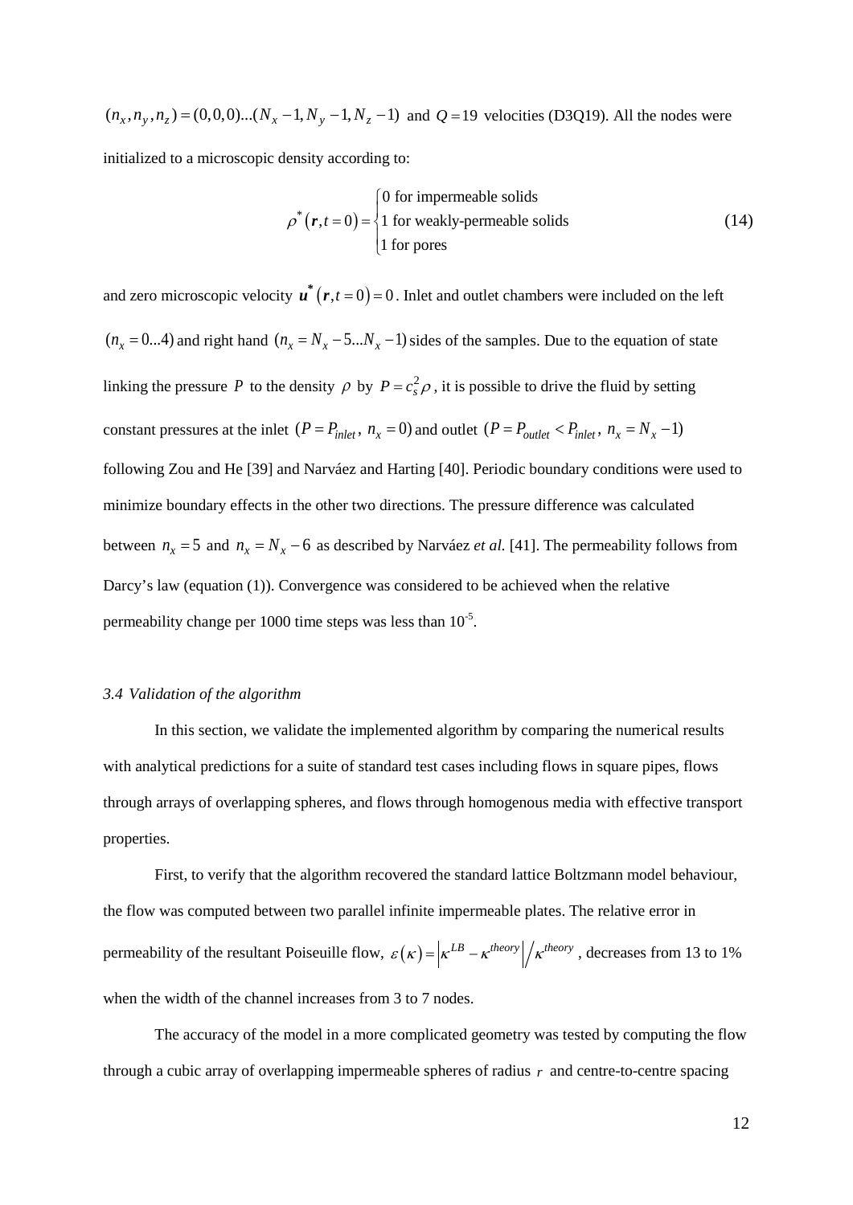$(n_x, n_y, n_z) = (0,0,0)...(N_x - 1, N_y - 1, N_z - 1)$ and $Q = 19$ velocities (D3Q19). All the nodes were initialized to a microscopic density according to:

$$\rho^*(\boldsymbol{r}, t=0) = \begin{cases} 0 \text{ for impermeable solids} \\ 1 \text{ for weakly-permeable solids} \\ 1 \text{ for pores} \end{cases} \tag{14}$$

and zero microscopic velocity $\boldsymbol{u}^*(\boldsymbol{r}, t=0) = 0$. Inlet and outlet chambers were included on the left $(n_x = 0...4)$ and right hand $(n_x = N_x - 5...N_x - 1)$ sides of the samples. Due to the equation of state linking the pressure $P$ to the density $\rho$ by $P = c_s^2 \rho$, it is possible to drive the fluid by setting constant pressures at the inlet $(P = P_{inlet},\ n_x = 0)$ and outlet $(P = P_{outlet} < P_{inlet},\ n_x = N_x - 1)$ following Zou and He [39] and Narváez and Harting [40]. Periodic boundary conditions were used to minimize boundary effects in the other two directions. The pressure difference was calculated between $n_x = 5$ and $n_x = N_x - 6$ as described by Narváez *et al.* [41]. The permeability follows from Darcy's law (equation (1)). Convergence was considered to be achieved when the relative permeability change per 1000 time steps was less than $10^{-5}$.

### *3.4 Validation of the algorithm*

In this section, we validate the implemented algorithm by comparing the numerical results with analytical predictions for a suite of standard test cases including flows in square pipes, flows through arrays of overlapping spheres, and flows through homogenous media with effective transport properties.

First, to verify that the algorithm recovered the standard lattice Boltzmann model behaviour, the flow was computed between two parallel infinite impermeable plates. The relative error in permeability of the resultant Poiseuille flow, $\varepsilon(\kappa) = \left|\kappa^{LB} - \kappa^{theory}\right| / \kappa^{theory}$, decreases from 13 to 1% when the width of the channel increases from 3 to 7 nodes.

The accuracy of the model in a more complicated geometry was tested by computing the flow through a cubic array of overlapping impermeable spheres of radius $r$ and centre-to-centre spacing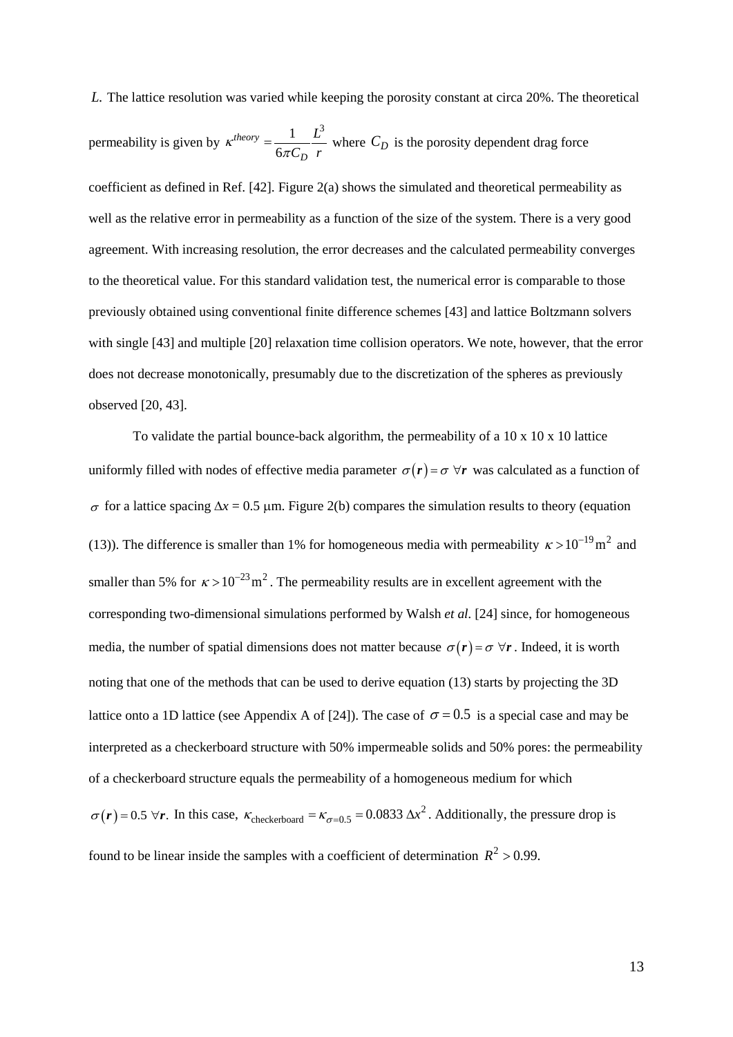$L$. The lattice resolution was varied while keeping the porosity constant at circa 20%. The theoretical permeability is given by $\kappa^{theory} = \frac{1}{6\pi C_D} \frac{L^3}{r}$ where $C_D$ is the porosity dependent drag force coefficient as defined in Ref. [42]. Figure 2(a) shows the simulated and theoretical permeability as well as the relative error in permeability as a function of the size of the system. There is a very good agreement. With increasing resolution, the error decreases and the calculated permeability converges to the theoretical value. For this standard validation test, the numerical error is comparable to those previously obtained using conventional finite difference schemes [43] and lattice Boltzmann solvers with single [43] and multiple [20] relaxation time collision operators. We note, however, that the error does not decrease monotonically, presumably due to the discretization of the spheres as previously observed [20, 43].

To validate the partial bounce-back algorithm, the permeability of a 10 x 10 x 10 lattice uniformly filled with nodes of effective media parameter $\sigma(\boldsymbol{r}) = \sigma \ \forall \boldsymbol{r}$ was calculated as a function of $\sigma$ for a lattice spacing $\Delta x$ = 0.5 μm. Figure 2(b) compares the simulation results to theory (equation (13)). The difference is smaller than 1% for homogeneous media with permeability $\kappa > 10^{-19}\,\text{m}^2$ and smaller than 5% for $\kappa > 10^{-23}\,\text{m}^2$. The permeability results are in excellent agreement with the corresponding two-dimensional simulations performed by Walsh *et al.* [24] since, for homogeneous media, the number of spatial dimensions does not matter because $\sigma(\boldsymbol{r}) = \sigma \ \forall \boldsymbol{r}$. Indeed, it is worth noting that one of the methods that can be used to derive equation (13) starts by projecting the 3D lattice onto a 1D lattice (see Appendix A of [24]). The case of $\sigma = 0.5$ is a special case and may be interpreted as a checkerboard structure with 50% impermeable solids and 50% pores: the permeability of a checkerboard structure equals the permeability of a homogeneous medium for which $\sigma(\boldsymbol{r}) = 0.5 \ \forall \boldsymbol{r}$. In this case, $\kappa_{\text{checkerboard}} = \kappa_{\sigma=0.5} = 0.0833\,\Delta x^2$. Additionally, the pressure drop is found to be linear inside the samples with a coefficient of determination $R^2 > 0.99$.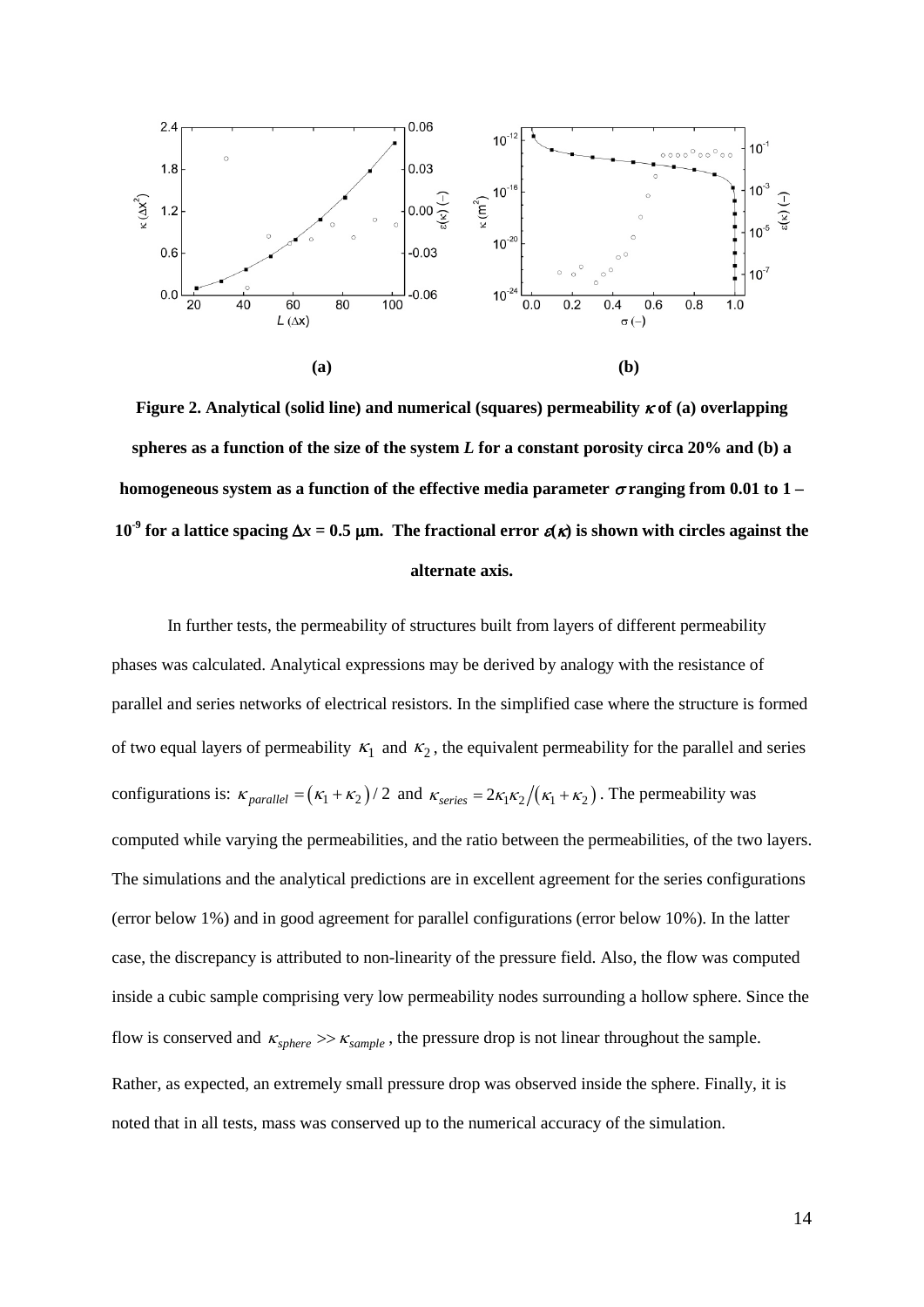**Figure 2. Analytical (solid line) and numerical (squares) permeability $\kappa$ of (a) overlapping spheres as a function of the size of the system $L$ for a constant porosity circa 20% and (b) a homogeneous system as a function of the effective media parameter $\sigma$ ranging from 0.01 to 1 – $10^{-9}$ for a lattice spacing $\Delta x = 0.5$ μm. The fractional error $\varepsilon(\kappa)$ is shown with circles against the alternate axis.**

In further tests, the permeability of structures built from layers of different permeability phases was calculated. Analytical expressions may be derived by analogy with the resistance of parallel and series networks of electrical resistors. In the simplified case where the structure is formed of two equal layers of permeability $\kappa_1$ and $\kappa_2$, the equivalent permeability for the parallel and series configurations is: $\kappa_{parallel} = (\kappa_1 + \kappa_2)/2$ and $\kappa_{series} = 2\kappa_1\kappa_2/(\kappa_1 + \kappa_2)$. The permeability was computed while varying the permeabilities, and the ratio between the permeabilities, of the two layers. The simulations and the analytical predictions are in excellent agreement for the series configurations (error below 1%) and in good agreement for parallel configurations (error below 10%). In the latter case, the discrepancy is attributed to non-linearity of the pressure field. Also, the flow was computed inside a cubic sample comprising very low permeability nodes surrounding a hollow sphere. Since the flow is conserved and $\kappa_{sphere} >> \kappa_{sample}$, the pressure drop is not linear throughout the sample. Rather, as expected, an extremely small pressure drop was observed inside the sphere. Finally, it is noted that in all tests, mass was conserved up to the numerical accuracy of the simulation.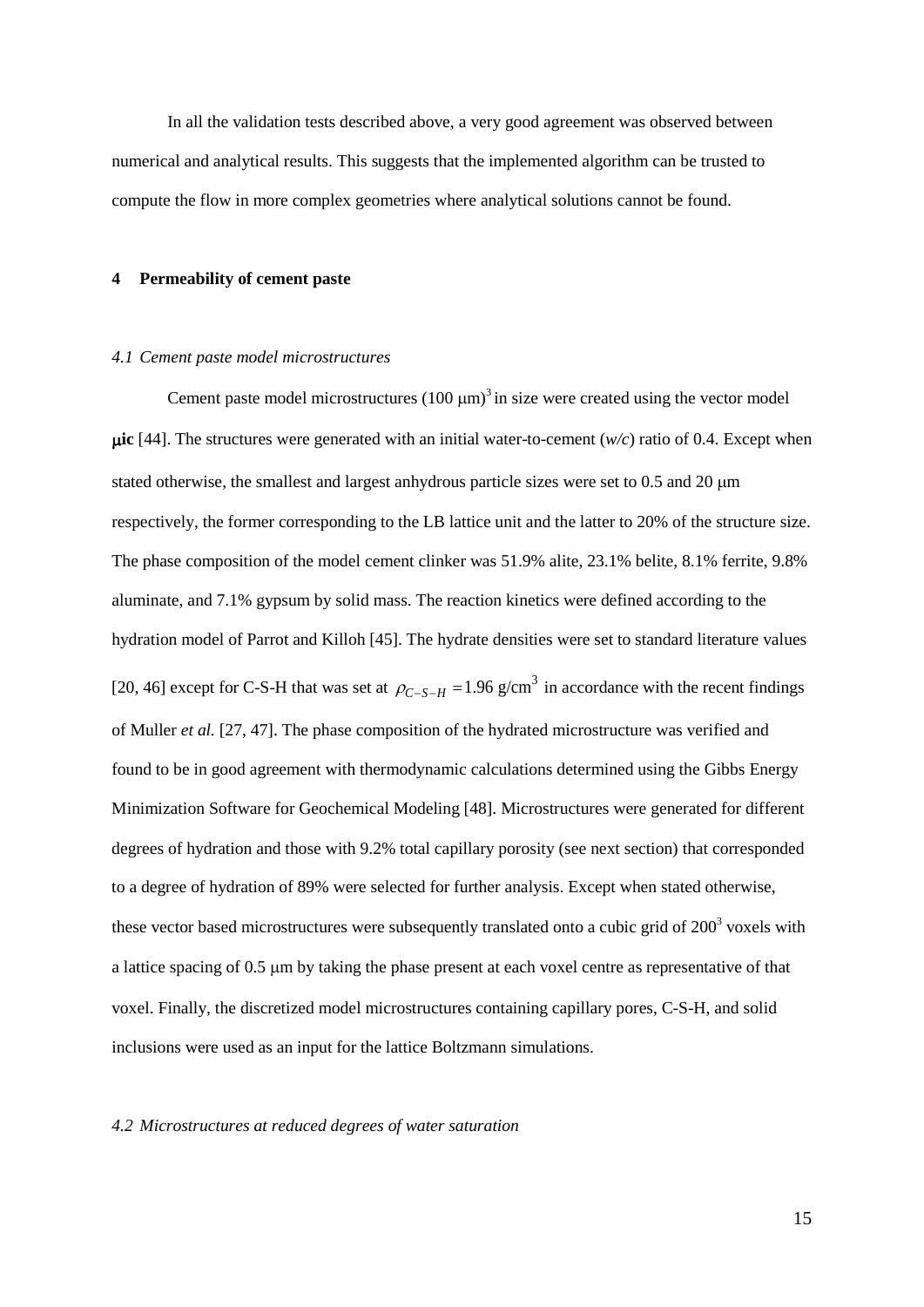In all the validation tests described above, a very good agreement was observed between numerical and analytical results. This suggests that the implemented algorithm can be trusted to compute the flow in more complex geometries where analytical solutions cannot be found.

## 4 Permeability of cement paste

### *4.1 Cement paste model microstructures*

Cement paste model microstructures $(100\ \mu\text{m})^3$ in size were created using the vector model **μic** [44]. The structures were generated with an initial water-to-cement (*w/c*) ratio of 0.4. Except when stated otherwise, the smallest and largest anhydrous particle sizes were set to 0.5 and 20 μm respectively, the former corresponding to the LB lattice unit and the latter to 20% of the structure size. The phase composition of the model cement clinker was 51.9% alite, 23.1% belite, 8.1% ferrite, 9.8% aluminate, and 7.1% gypsum by solid mass. The reaction kinetics were defined according to the hydration model of Parrot and Killoh [45]. The hydrate densities were set to standard literature values [20, 46] except for C-S-H that was set at $\rho_{C-S-H} = 1.96\ \text{g/cm}^3$ in accordance with the recent findings of Muller *et al.* [27, 47]. The phase composition of the hydrated microstructure was verified and found to be in good agreement with thermodynamic calculations determined using the Gibbs Energy Minimization Software for Geochemical Modeling [48]. Microstructures were generated for different degrees of hydration and those with 9.2% total capillary porosity (see next section) that corresponded to a degree of hydration of 89% were selected for further analysis. Except when stated otherwise, these vector based microstructures were subsequently translated onto a cubic grid of $200^3$ voxels with a lattice spacing of 0.5 μm by taking the phase present at each voxel centre as representative of that voxel. Finally, the discretized model microstructures containing capillary pores, C-S-H, and solid inclusions were used as an input for the lattice Boltzmann simulations.

### *4.2 Microstructures at reduced degrees of water saturation*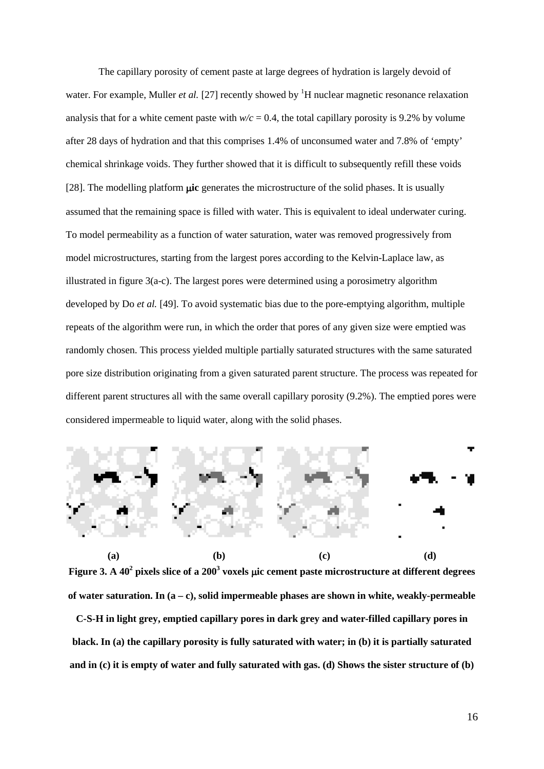The capillary porosity of cement paste at large degrees of hydration is largely devoid of water. For example, Muller *et al.* [27] recently showed by $^1$H nuclear magnetic resonance relaxation analysis that for a white cement paste with $w/c = 0.4$, the total capillary porosity is 9.2% by volume after 28 days of hydration and that this comprises 1.4% of unconsumed water and 7.8% of 'empty' chemical shrinkage voids. They further showed that it is difficult to subsequently refill these voids [28]. The modelling platform **μic** generates the microstructure of the solid phases. It is usually assumed that the remaining space is filled with water. This is equivalent to ideal underwater curing. To model permeability as a function of water saturation, water was removed progressively from model microstructures, starting from the largest pores according to the Kelvin-Laplace law, as illustrated in figure 3(a-c). The largest pores were determined using a porosimetry algorithm developed by Do *et al.* [49]. To avoid systematic bias due to the pore-emptying algorithm, multiple repeats of the algorithm were run, in which the order that pores of any given size were emptied was randomly chosen. This process yielded multiple partially saturated structures with the same saturated pore size distribution originating from a given saturated parent structure. The process was repeated for different parent structures all with the same overall capillary porosity (9.2%). The emptied pores were considered impermeable to liquid water, along with the solid phases.

**(a)** **(b)** **(c)** **(d)**

**Figure 3. A $40^2$ pixels slice of a $200^3$ voxels μic cement paste microstructure at different degrees of water saturation. In (a – c), solid impermeable phases are shown in white, weakly-permeable C-S-H in light grey, emptied capillary pores in dark grey and water-filled capillary pores in black. In (a) the capillary porosity is fully saturated with water; in (b) it is partially saturated and in (c) it is empty of water and fully saturated with gas. (d) Shows the sister structure of (b)**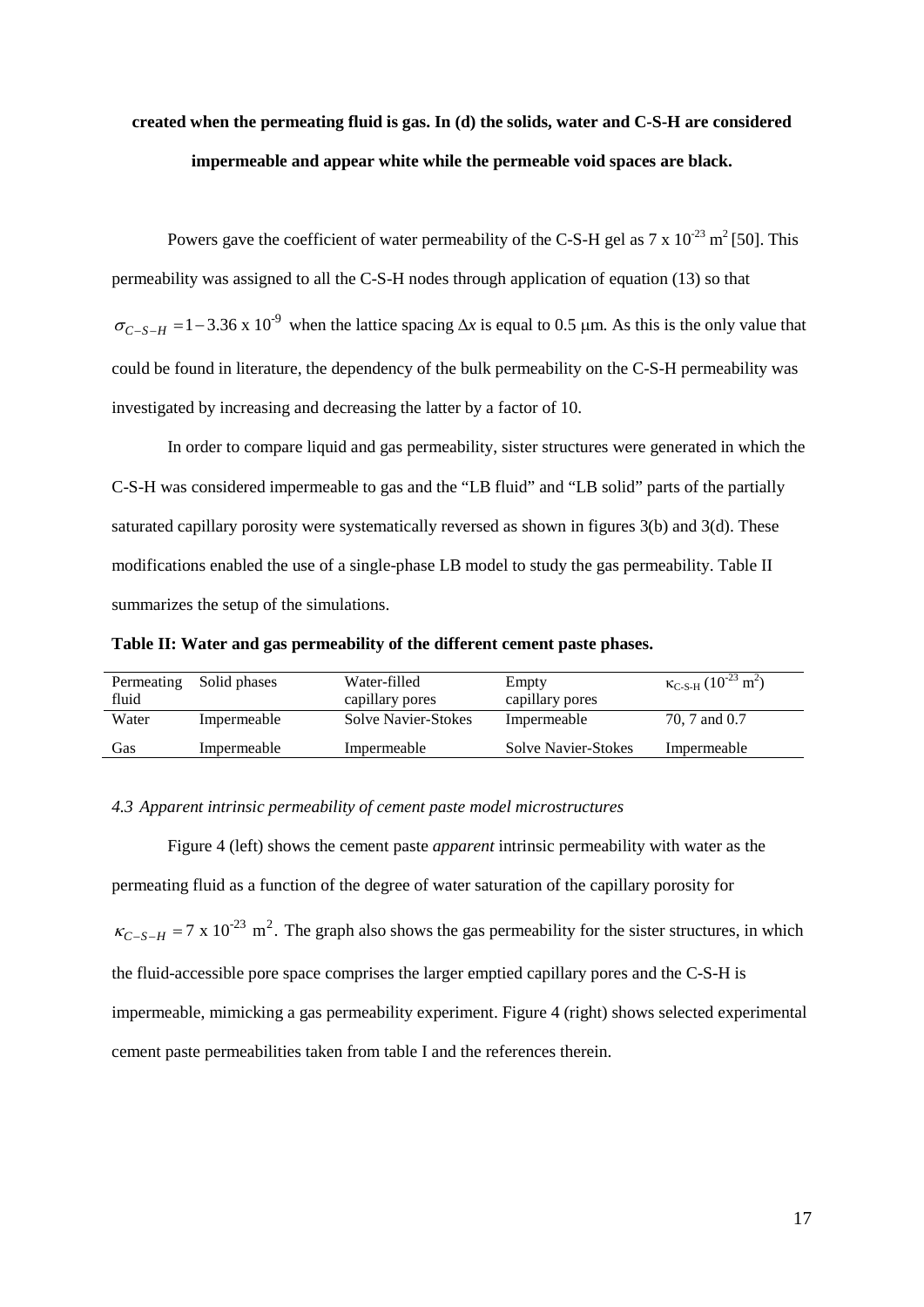**created when the permeating fluid is gas. In (d) the solids, water and C-S-H are considered impermeable and appear white while the permeable void spaces are black.**

Powers gave the coefficient of water permeability of the C-S-H gel as 7 x $10^{-23}$ $m^2$ [50]. This permeability was assigned to all the C-S-H nodes through application of equation (13) so that $\sigma_{C-S-H} = 1 - 3.36 \text{ x } 10^{-9}$ when the lattice spacing $\Delta x$ is equal to 0.5 μm. As this is the only value that could be found in literature, the dependency of the bulk permeability on the C-S-H permeability was investigated by increasing and decreasing the latter by a factor of 10.

In order to compare liquid and gas permeability, sister structures were generated in which the C-S-H was considered impermeable to gas and the "LB fluid" and "LB solid" parts of the partially saturated capillary porosity were systematically reversed as shown in figures 3(b) and 3(d). These modifications enabled the use of a single-phase LB model to study the gas permeability. Table II summarizes the setup of the simulations.

**Table II: Water and gas permeability of the different cement paste phases.**

| Permeating fluid | Solid phases | Water-filled capillary pores | Empty capillary pores | $\kappa_{C\text{-}S\text{-}H}$ ($10^{-23}$ $m^2$) |
|---|---|---|---|---|
| Water | Impermeable | Solve Navier-Stokes | Impermeable | 70, 7 and 0.7 |
| Gas | Impermeable | Impermeable | Solve Navier-Stokes | Impermeable |

### *4.3 Apparent intrinsic permeability of cement paste model microstructures*

Figure 4 (left) shows the cement paste *apparent* intrinsic permeability with water as the permeating fluid as a function of the degree of water saturation of the capillary porosity for $\kappa_{C-S-H} = 7 \text{ x } 10^{-23} \text{ m}^2$. The graph also shows the gas permeability for the sister structures, in which the fluid-accessible pore space comprises the larger emptied capillary pores and the C-S-H is impermeable, mimicking a gas permeability experiment. Figure 4 (right) shows selected experimental cement paste permeabilities taken from table I and the references therein.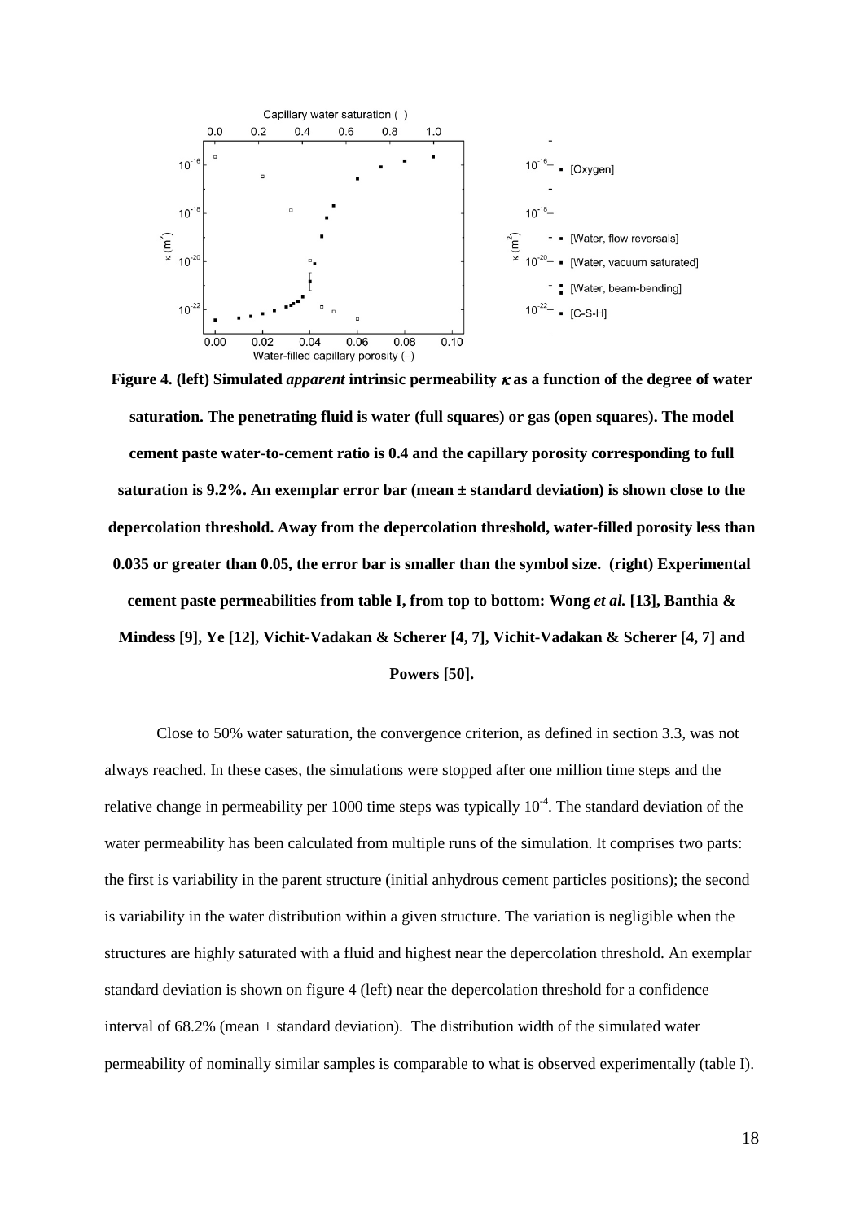**Figure 4. (left) Simulated *apparent* intrinsic permeability $\kappa$ as a function of the degree of water saturation. The penetrating fluid is water (full squares) or gas (open squares). The model cement paste water-to-cement ratio is 0.4 and the capillary porosity corresponding to full saturation is 9.2%. An exemplar error bar (mean ± standard deviation) is shown close to the depercolation threshold. Away from the depercolation threshold, water-filled porosity less than 0.035 or greater than 0.05, the error bar is smaller than the symbol size. (right) Experimental cement paste permeabilities from table I, from top to bottom: Wong *et al.* [13], Banthia & Mindess [9], Ye [12], Vichit-Vadakan & Scherer [4, 7], Vichit-Vadakan & Scherer [4, 7] and Powers [50].**

Close to 50% water saturation, the convergence criterion, as defined in section 3.3, was not always reached. In these cases, the simulations were stopped after one million time steps and the relative change in permeability per 1000 time steps was typically $10^{-4}$. The standard deviation of the water permeability has been calculated from multiple runs of the simulation. It comprises two parts: the first is variability in the parent structure (initial anhydrous cement particles positions); the second is variability in the water distribution within a given structure. The variation is negligible when the structures are highly saturated with a fluid and highest near the depercolation threshold. An exemplar standard deviation is shown on figure 4 (left) near the depercolation threshold for a confidence interval of 68.2% (mean ± standard deviation). The distribution width of the simulated water permeability of nominally similar samples is comparable to what is observed experimentally (table I).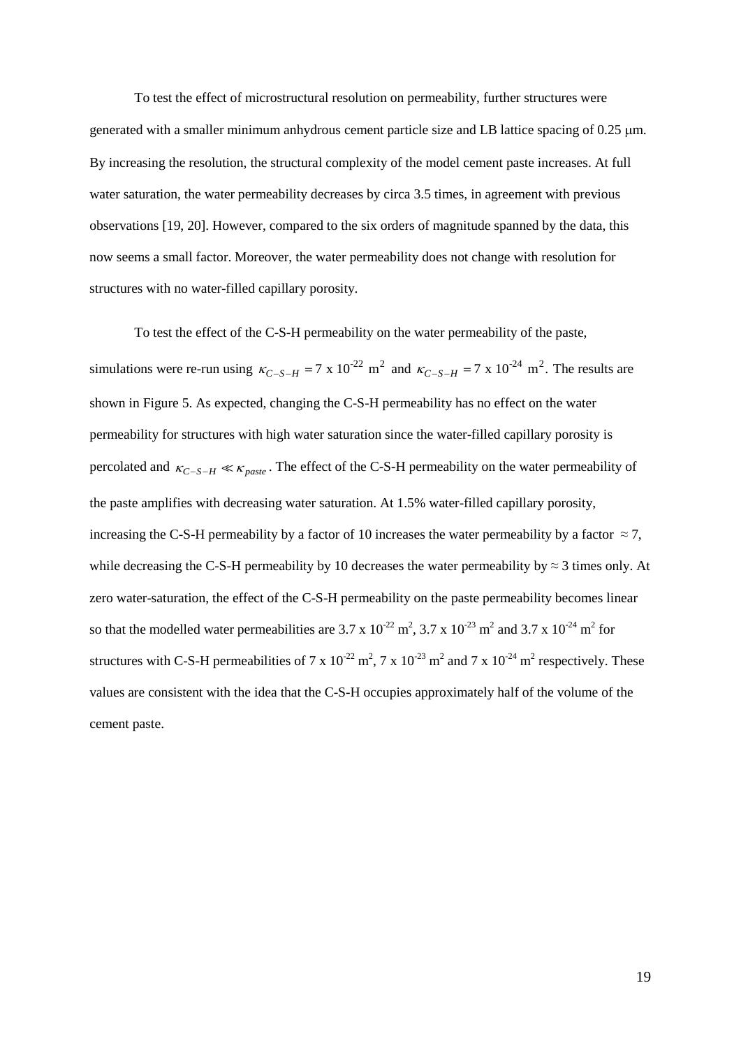To test the effect of microstructural resolution on permeability, further structures were generated with a smaller minimum anhydrous cement particle size and LB lattice spacing of 0.25 μm. By increasing the resolution, the structural complexity of the model cement paste increases. At full water saturation, the water permeability decreases by circa 3.5 times, in agreement with previous observations [19, 20]. However, compared to the six orders of magnitude spanned by the data, this now seems a small factor. Moreover, the water permeability does not change with resolution for structures with no water-filled capillary porosity.

To test the effect of the C-S-H permeability on the water permeability of the paste, simulations were re-run using $\kappa_{C-S-H} = 7 \times 10^{-22}$ m$^2$ and $\kappa_{C-S-H} = 7 \times 10^{-24}$ m$^2$. The results are shown in Figure 5. As expected, changing the C-S-H permeability has no effect on the water permeability for structures with high water saturation since the water-filled capillary porosity is percolated and $\kappa_{C-S-H} \ll \kappa_{paste}$. The effect of the C-S-H permeability on the water permeability of the paste amplifies with decreasing water saturation. At 1.5% water-filled capillary porosity, increasing the C-S-H permeability by a factor of 10 increases the water permeability by a factor $\approx 7$, while decreasing the C-S-H permeability by 10 decreases the water permeability by $\approx 3$ times only. At zero water-saturation, the effect of the C-S-H permeability on the paste permeability becomes linear so that the modelled water permeabilities are $3.7 \times 10^{-22}$ m$^2$, $3.7 \times 10^{-23}$ m$^2$ and $3.7 \times 10^{-24}$ m$^2$ for structures with C-S-H permeabilities of $7 \times 10^{-22}$ m$^2$, $7 \times 10^{-23}$ m$^2$ and $7 \times 10^{-24}$ m$^2$ respectively. These values are consistent with the idea that the C-S-H occupies approximately half of the volume of the cement paste.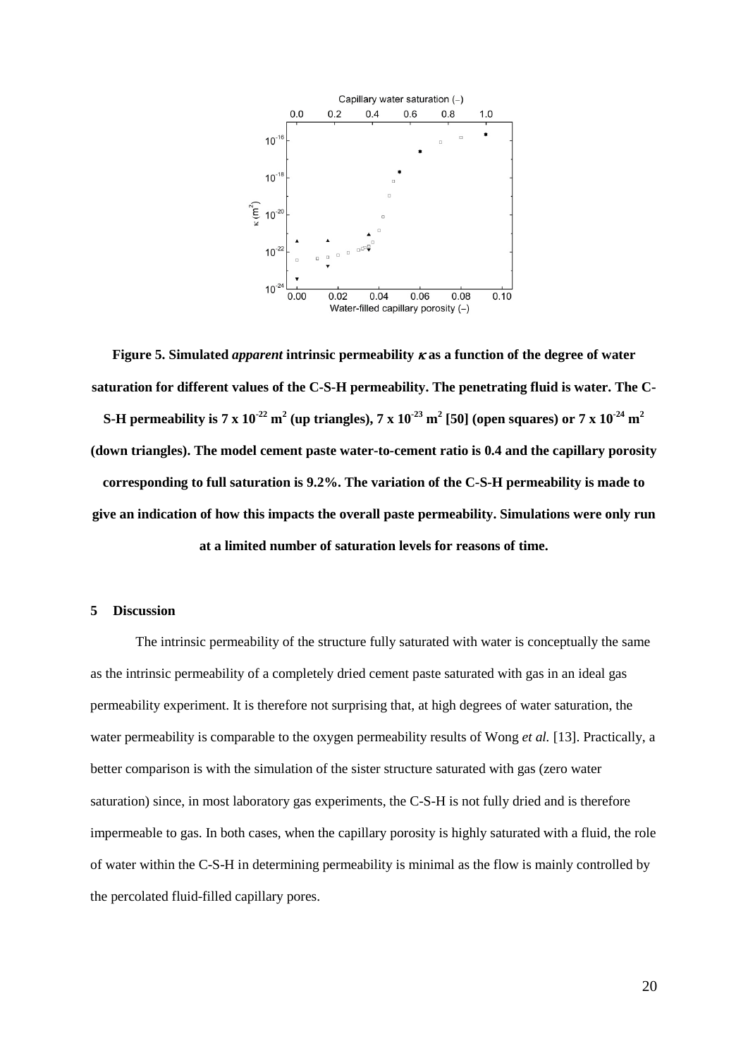**Figure 5. Simulated *apparent* intrinsic permeability $\kappa$ as a function of the degree of water saturation for different values of the C-S-H permeability. The penetrating fluid is water. The C-S-H permeability is 7 x $10^{-22}$ $m^2$ (up triangles), 7 x $10^{-23}$ $m^2$ [50] (open squares) or 7 x $10^{-24}$ $m^2$ (down triangles). The model cement paste water-to-cement ratio is 0.4 and the capillary porosity corresponding to full saturation is 9.2%. The variation of the C-S-H permeability is made to give an indication of how this impacts the overall paste permeability. Simulations were only run at a limited number of saturation levels for reasons of time.**

## 5 Discussion

The intrinsic permeability of the structure fully saturated with water is conceptually the same as the intrinsic permeability of a completely dried cement paste saturated with gas in an ideal gas permeability experiment. It is therefore not surprising that, at high degrees of water saturation, the water permeability is comparable to the oxygen permeability results of Wong *et al.* [13]. Practically, a better comparison is with the simulation of the sister structure saturated with gas (zero water saturation) since, in most laboratory gas experiments, the C-S-H is not fully dried and is therefore impermeable to gas. In both cases, when the capillary porosity is highly saturated with a fluid, the role of water within the C-S-H in determining permeability is minimal as the flow is mainly controlled by the percolated fluid-filled capillary pores.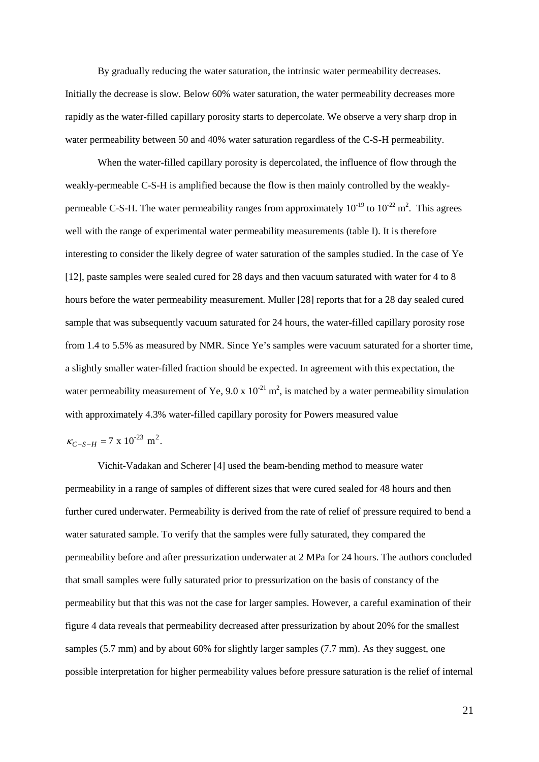By gradually reducing the water saturation, the intrinsic water permeability decreases. Initially the decrease is slow. Below 60% water saturation, the water permeability decreases more rapidly as the water-filled capillary porosity starts to depercolate. We observe a very sharp drop in water permeability between 50 and 40% water saturation regardless of the C-S-H permeability.

When the water-filled capillary porosity is depercolated, the influence of flow through the weakly-permeable C-S-H is amplified because the flow is then mainly controlled by the weakly-permeable C-S-H. The water permeability ranges from approximately $10^{-19}$ to $10^{-22}$ m$^2$. This agrees well with the range of experimental water permeability measurements (table I). It is therefore interesting to consider the likely degree of water saturation of the samples studied. In the case of Ye [12], paste samples were sealed cured for 28 days and then vacuum saturated with water for 4 to 8 hours before the water permeability measurement. Muller [28] reports that for a 28 day sealed cured sample that was subsequently vacuum saturated for 24 hours, the water-filled capillary porosity rose from 1.4 to 5.5% as measured by NMR. Since Ye's samples were vacuum saturated for a shorter time, a slightly smaller water-filled fraction should be expected. In agreement with this expectation, the water permeability measurement of Ye, 9.0 x $10^{-21}$ m$^2$, is matched by a water permeability simulation with approximately 4.3% water-filled capillary porosity for Powers measured value $\kappa_{C-S-H} = 7 \text{ x } 10^{-23}$ m$^2$.

Vichit-Vadakan and Scherer [4] used the beam-bending method to measure water permeability in a range of samples of different sizes that were cured sealed for 48 hours and then further cured underwater. Permeability is derived from the rate of relief of pressure required to bend a water saturated sample. To verify that the samples were fully saturated, they compared the permeability before and after pressurization underwater at 2 MPa for 24 hours. The authors concluded that small samples were fully saturated prior to pressurization on the basis of constancy of the permeability but that this was not the case for larger samples. However, a careful examination of their figure 4 data reveals that permeability decreased after pressurization by about 20% for the smallest samples (5.7 mm) and by about 60% for slightly larger samples (7.7 mm). As they suggest, one possible interpretation for higher permeability values before pressure saturation is the relief of internal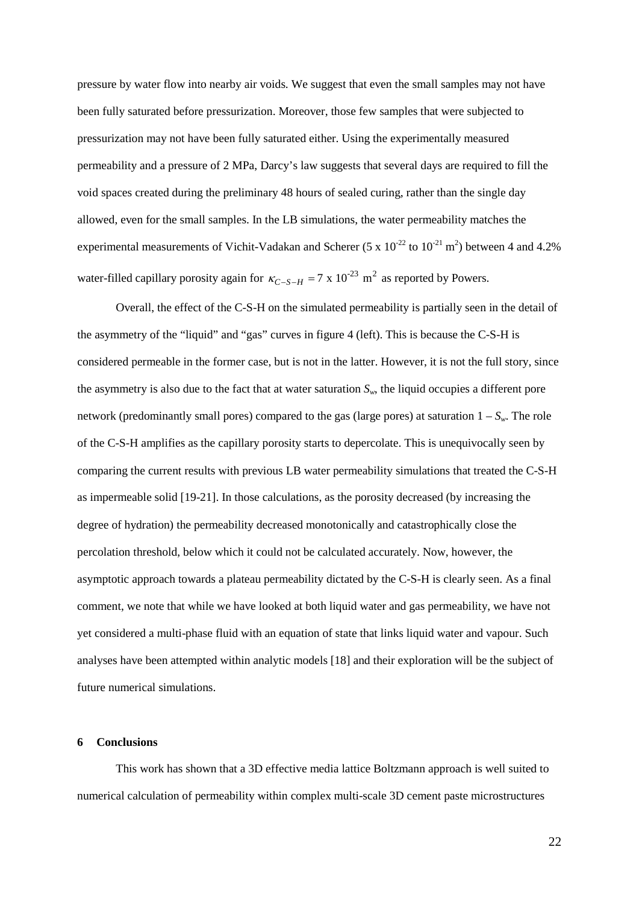pressure by water flow into nearby air voids. We suggest that even the small samples may not have been fully saturated before pressurization. Moreover, those few samples that were subjected to pressurization may not have been fully saturated either. Using the experimentally measured permeability and a pressure of 2 MPa, Darcy's law suggests that several days are required to fill the void spaces created during the preliminary 48 hours of sealed curing, rather than the single day allowed, even for the small samples. In the LB simulations, the water permeability matches the experimental measurements of Vichit-Vadakan and Scherer ($5 \times 10^{-22}$ to $10^{-21}$ m$^2$) between 4 and 4.2% water-filled capillary porosity again for $\kappa_{C-S-H} = 7 \times 10^{-23}$ m$^2$ as reported by Powers.

Overall, the effect of the C-S-H on the simulated permeability is partially seen in the detail of the asymmetry of the "liquid" and "gas" curves in figure 4 (left). This is because the C-S-H is considered permeable in the former case, but is not in the latter. However, it is not the full story, since the asymmetry is also due to the fact that at water saturation $S_w$, the liquid occupies a different pore network (predominantly small pores) compared to the gas (large pores) at saturation $1 - S_w$. The role of the C-S-H amplifies as the capillary porosity starts to depercolate. This is unequivocally seen by comparing the current results with previous LB water permeability simulations that treated the C-S-H as impermeable solid [19-21]. In those calculations, as the porosity decreased (by increasing the degree of hydration) the permeability decreased monotonically and catastrophically close the percolation threshold, below which it could not be calculated accurately. Now, however, the asymptotic approach towards a plateau permeability dictated by the C-S-H is clearly seen. As a final comment, we note that while we have looked at both liquid water and gas permeability, we have not yet considered a multi-phase fluid with an equation of state that links liquid water and vapour. Such analyses have been attempted within analytic models [18] and their exploration will be the subject of future numerical simulations.

## 6 Conclusions

This work has shown that a 3D effective media lattice Boltzmann approach is well suited to numerical calculation of permeability within complex multi-scale 3D cement paste microstructures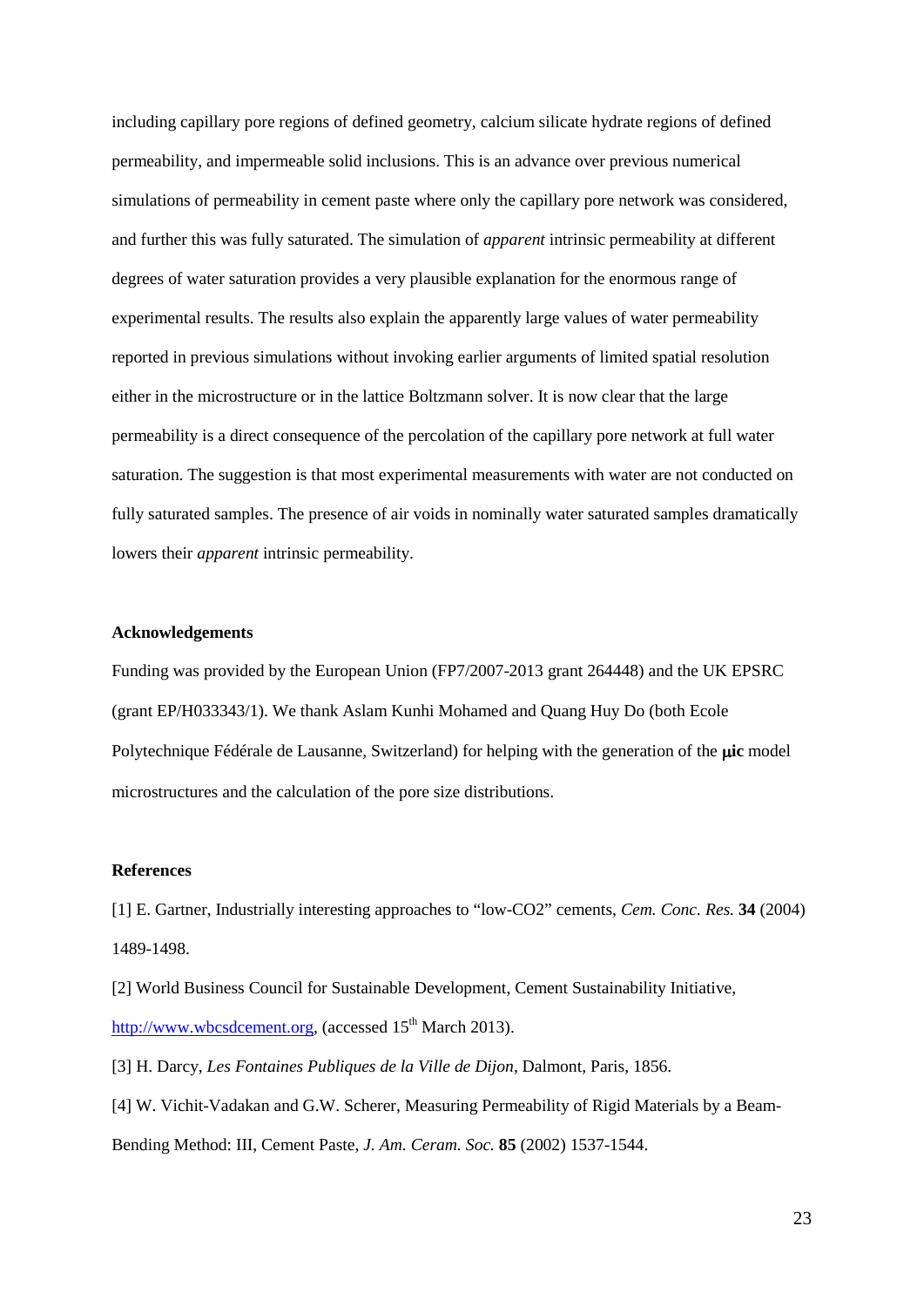including capillary pore regions of defined geometry, calcium silicate hydrate regions of defined permeability, and impermeable solid inclusions. This is an advance over previous numerical simulations of permeability in cement paste where only the capillary pore network was considered, and further this was fully saturated. The simulation of *apparent* intrinsic permeability at different degrees of water saturation provides a very plausible explanation for the enormous range of experimental results. The results also explain the apparently large values of water permeability reported in previous simulations without invoking earlier arguments of limited spatial resolution either in the microstructure or in the lattice Boltzmann solver. It is now clear that the large permeability is a direct consequence of the percolation of the capillary pore network at full water saturation. The suggestion is that most experimental measurements with water are not conducted on fully saturated samples. The presence of air voids in nominally water saturated samples dramatically lowers their *apparent* intrinsic permeability.

**Acknowledgements**

Funding was provided by the European Union (FP7/2007-2013 grant 264448) and the UK EPSRC (grant EP/H033343/1). We thank Aslam Kunhi Mohamed and Quang Huy Do (both Ecole Polytechnique Fédérale de Lausanne, Switzerland) for helping with the generation of the **μic** model microstructures and the calculation of the pore size distributions.

**References**

[1] E. Gartner, Industrially interesting approaches to "low-CO2" cements, *Cem. Conc. Res.* **34** (2004) 1489-1498.

[2] World Business Council for Sustainable Development, Cement Sustainability Initiative, http://www.wbcsdcement.org, (accessed 15th March 2013).

[3] H. Darcy, *Les Fontaines Publiques de la Ville de Dijon*, Dalmont, Paris, 1856.

[4] W. Vichit-Vadakan and G.W. Scherer, Measuring Permeability of Rigid Materials by a Beam-Bending Method: III, Cement Paste, *J. Am. Ceram. Soc.* **85** (2002) 1537-1544.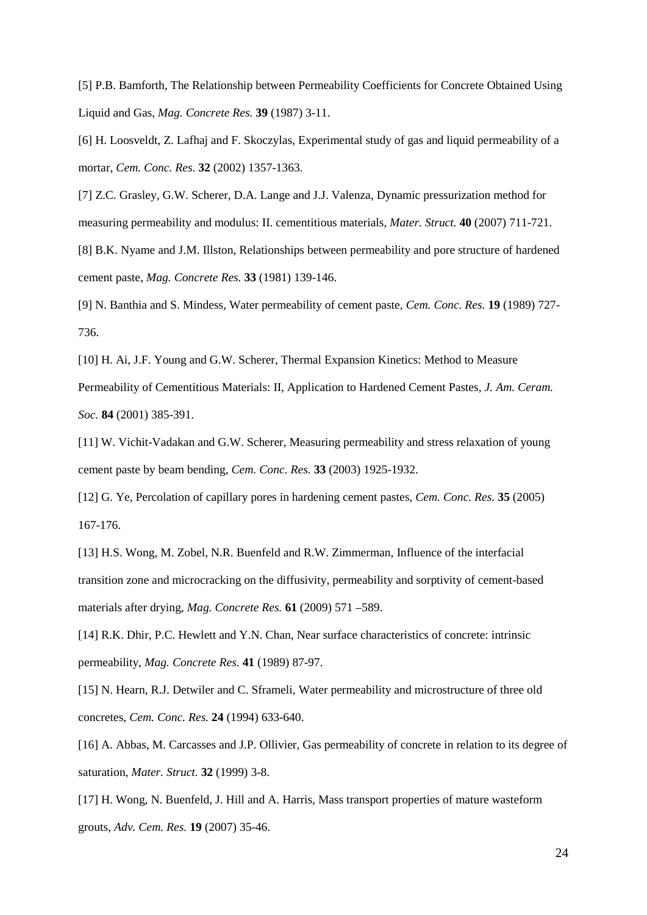[5] P.B. Bamforth, The Relationship between Permeability Coefficients for Concrete Obtained Using Liquid and Gas, *Mag. Concrete Res.* **39** (1987) 3-11.

[6] H. Loosveldt, Z. Lafhaj and F. Skoczylas, Experimental study of gas and liquid permeability of a mortar, *Cem. Conc. Res.* **32** (2002) 1357-1363.

[7] Z.C. Grasley, G.W. Scherer, D.A. Lange and J.J. Valenza, Dynamic pressurization method for measuring permeability and modulus: II. cementitious materials, *Mater. Struct.* **40** (2007) 711-721.

[8] B.K. Nyame and J.M. Illston, Relationships between permeability and pore structure of hardened cement paste, *Mag. Concrete Res.* **33** (1981) 139-146.

[9] N. Banthia and S. Mindess, Water permeability of cement paste, *Cem. Conc. Res.* **19** (1989) 727-736.

[10] H. Ai, J.F. Young and G.W. Scherer, Thermal Expansion Kinetics: Method to Measure Permeability of Cementitious Materials: II, Application to Hardened Cement Pastes, *J. Am. Ceram. Soc.* **84** (2001) 385-391.

[11] W. Vichit-Vadakan and G.W. Scherer, Measuring permeability and stress relaxation of young cement paste by beam bending, *Cem. Conc. Res.* **33** (2003) 1925-1932.

[12] G. Ye, Percolation of capillary pores in hardening cement pastes, *Cem. Conc. Res.* **35** (2005) 167-176.

[13] H.S. Wong, M. Zobel, N.R. Buenfeld and R.W. Zimmerman, Influence of the interfacial transition zone and microcracking on the diffusivity, permeability and sorptivity of cement-based materials after drying, *Mag. Concrete Res.* **61** (2009) 571 –589.

[14] R.K. Dhir, P.C. Hewlett and Y.N. Chan, Near surface characteristics of concrete: intrinsic permeability, *Mag. Concrete Res.* **41** (1989) 87-97.

[15] N. Hearn, R.J. Detwiler and C. Sframeli, Water permeability and microstructure of three old concretes, *Cem. Conc. Res.* **24** (1994) 633-640.

[16] A. Abbas, M. Carcasses and J.P. Ollivier, Gas permeability of concrete in relation to its degree of saturation, *Mater. Struct.* **32** (1999) 3-8.

[17] H. Wong, N. Buenfeld, J. Hill and A. Harris, Mass transport properties of mature wasteform grouts, *Adv. Cem. Res.* **19** (2007) 35-46.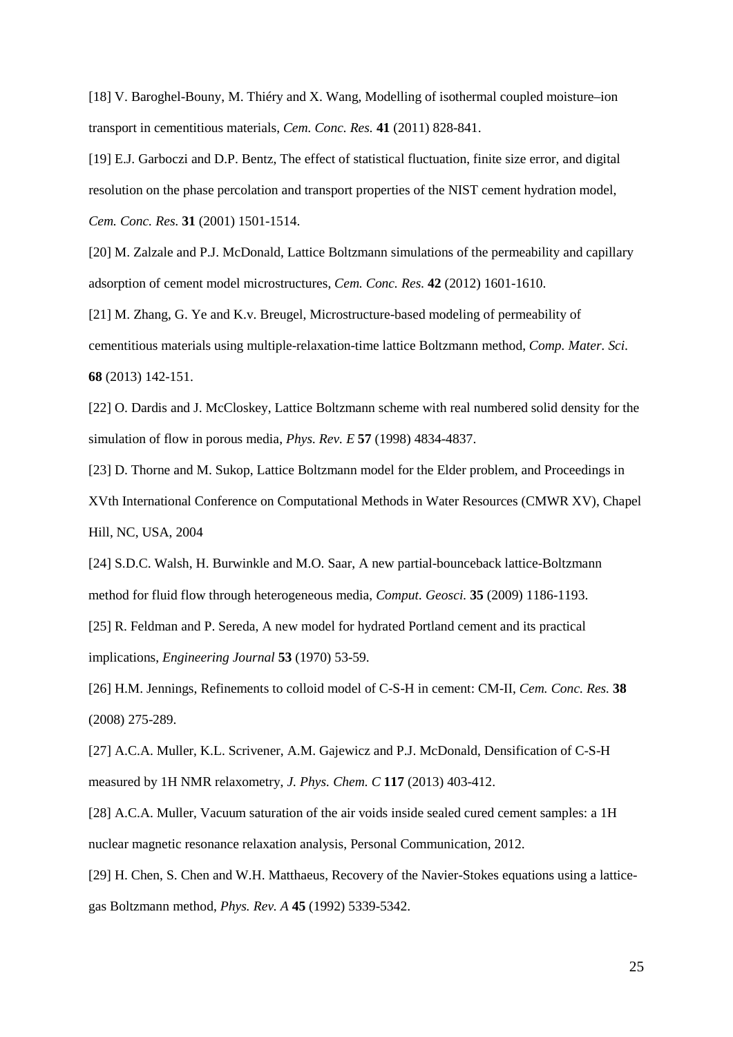[18] V. Baroghel-Bouny, M. Thiéry and X. Wang, Modelling of isothermal coupled moisture–ion transport in cementitious materials, *Cem. Conc. Res.* **41** (2011) 828-841.

[19] E.J. Garboczi and D.P. Bentz, The effect of statistical fluctuation, finite size error, and digital resolution on the phase percolation and transport properties of the NIST cement hydration model, *Cem. Conc. Res.* **31** (2001) 1501-1514.

[20] M. Zalzale and P.J. McDonald, Lattice Boltzmann simulations of the permeability and capillary adsorption of cement model microstructures, *Cem. Conc. Res.* **42** (2012) 1601-1610.

[21] M. Zhang, G. Ye and K.v. Breugel, Microstructure-based modeling of permeability of cementitious materials using multiple-relaxation-time lattice Boltzmann method, *Comp. Mater. Sci.* **68** (2013) 142-151.

[22] O. Dardis and J. McCloskey, Lattice Boltzmann scheme with real numbered solid density for the simulation of flow in porous media, *Phys. Rev. E* **57** (1998) 4834-4837.

[23] D. Thorne and M. Sukop, Lattice Boltzmann model for the Elder problem, and Proceedings in XVth International Conference on Computational Methods in Water Resources (CMWR XV), Chapel Hill, NC, USA, 2004

[24] S.D.C. Walsh, H. Burwinkle and M.O. Saar, A new partial-bounceback lattice-Boltzmann method for fluid flow through heterogeneous media, *Comput. Geosci.* **35** (2009) 1186-1193.

[25] R. Feldman and P. Sereda, A new model for hydrated Portland cement and its practical implications, *Engineering Journal* **53** (1970) 53-59.

[26] H.M. Jennings, Refinements to colloid model of C-S-H in cement: CM-II, *Cem. Conc. Res.* **38** (2008) 275-289.

[27] A.C.A. Muller, K.L. Scrivener, A.M. Gajewicz and P.J. McDonald, Densification of C-S-H measured by 1H NMR relaxometry, *J. Phys. Chem. C* **117** (2013) 403-412.

[28] A.C.A. Muller, Vacuum saturation of the air voids inside sealed cured cement samples: a 1H nuclear magnetic resonance relaxation analysis, Personal Communication, 2012.

[29] H. Chen, S. Chen and W.H. Matthaeus, Recovery of the Navier-Stokes equations using a lattice-gas Boltzmann method, *Phys. Rev. A* **45** (1992) 5339-5342.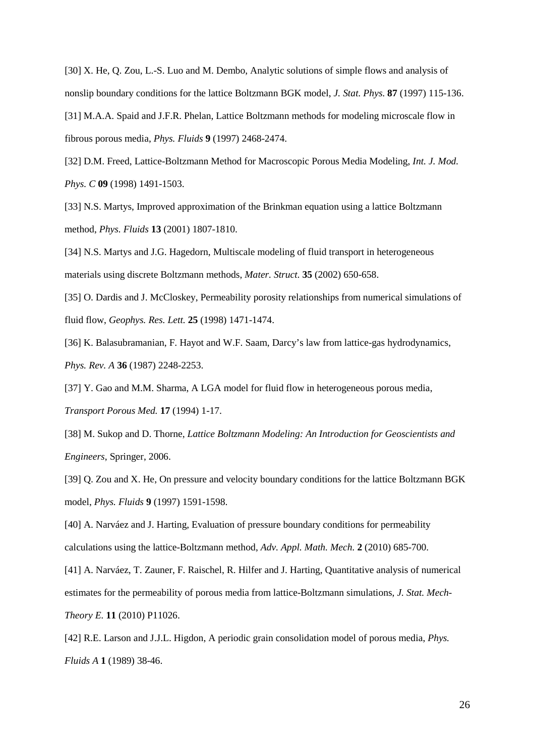[30] X. He, Q. Zou, L.-S. Luo and M. Dembo, Analytic solutions of simple flows and analysis of nonslip boundary conditions for the lattice Boltzmann BGK model, *J. Stat. Phys.* **87** (1997) 115-136.

[31] M.A.A. Spaid and J.F.R. Phelan, Lattice Boltzmann methods for modeling microscale flow in fibrous porous media, *Phys. Fluids* **9** (1997) 2468-2474.

[32] D.M. Freed, Lattice-Boltzmann Method for Macroscopic Porous Media Modeling, *Int. J. Mod. Phys. C* **09** (1998) 1491-1503.

[33] N.S. Martys, Improved approximation of the Brinkman equation using a lattice Boltzmann method, *Phys. Fluids* **13** (2001) 1807-1810.

[34] N.S. Martys and J.G. Hagedorn, Multiscale modeling of fluid transport in heterogeneous materials using discrete Boltzmann methods, *Mater. Struct.* **35** (2002) 650-658.

[35] O. Dardis and J. McCloskey, Permeability porosity relationships from numerical simulations of fluid flow, *Geophys. Res. Lett.* **25** (1998) 1471-1474.

[36] K. Balasubramanian, F. Hayot and W.F. Saam, Darcy's law from lattice-gas hydrodynamics, *Phys. Rev. A* **36** (1987) 2248-2253.

[37] Y. Gao and M.M. Sharma, A LGA model for fluid flow in heterogeneous porous media, *Transport Porous Med.* **17** (1994) 1-17.

[38] M. Sukop and D. Thorne, *Lattice Boltzmann Modeling: An Introduction for Geoscientists and Engineers*, Springer, 2006.

[39] Q. Zou and X. He, On pressure and velocity boundary conditions for the lattice Boltzmann BGK model, *Phys. Fluids* **9** (1997) 1591-1598.

[40] A. Narváez and J. Harting, Evaluation of pressure boundary conditions for permeability calculations using the lattice-Boltzmann method, *Adv. Appl. Math. Mech.* **2** (2010) 685-700.

[41] A. Narváez, T. Zauner, F. Raischel, R. Hilfer and J. Harting, Quantitative analysis of numerical estimates for the permeability of porous media from lattice-Boltzmann simulations, *J. Stat. Mech-Theory E.* **11** (2010) P11026.

[42] R.E. Larson and J.J.L. Higdon, A periodic grain consolidation model of porous media, *Phys. Fluids A* **1** (1989) 38-46.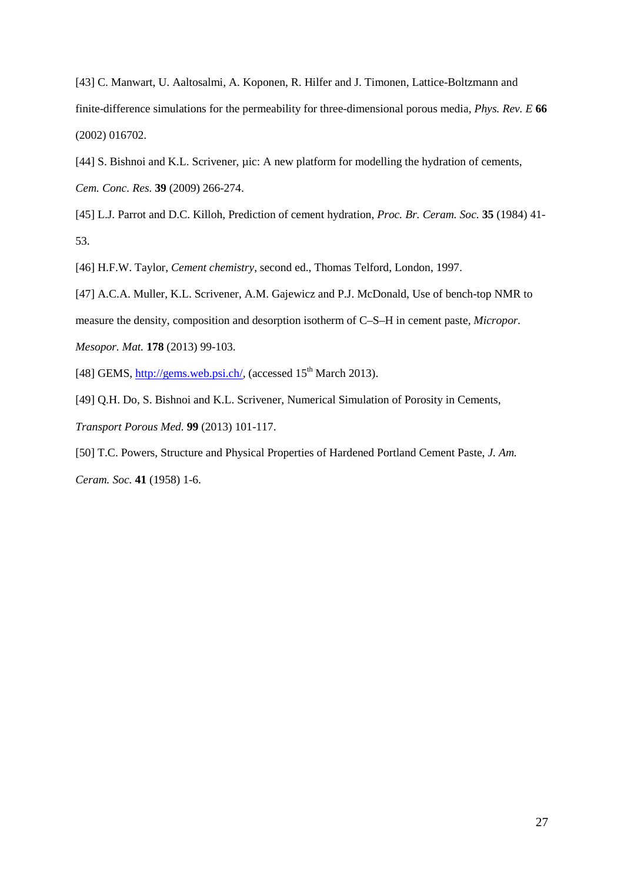[43] C. Manwart, U. Aaltosalmi, A. Koponen, R. Hilfer and J. Timonen, Lattice-Boltzmann and finite-difference simulations for the permeability for three-dimensional porous media, *Phys. Rev. E* **66** (2002) 016702.

[44] S. Bishnoi and K.L. Scrivener, μic: A new platform for modelling the hydration of cements, *Cem. Conc. Res.* **39** (2009) 266-274.

[45] L.J. Parrot and D.C. Killoh, Prediction of cement hydration, *Proc. Br. Ceram. Soc.* **35** (1984) 41-53.

[46] H.F.W. Taylor, *Cement chemistry*, second ed., Thomas Telford, London, 1997.

[47] A.C.A. Muller, K.L. Scrivener, A.M. Gajewicz and P.J. McDonald, Use of bench-top NMR to measure the density, composition and desorption isotherm of C–S–H in cement paste, *Micropor. Mesopor. Mat.* **178** (2013) 99-103.

[48] GEMS, http://gems.web.psi.ch/, (accessed 15th March 2013).

[49] Q.H. Do, S. Bishnoi and K.L. Scrivener, Numerical Simulation of Porosity in Cements, *Transport Porous Med.* **99** (2013) 101-117.

[50] T.C. Powers, Structure and Physical Properties of Hardened Portland Cement Paste, *J. Am. Ceram. Soc.* **41** (1958) 1-6.